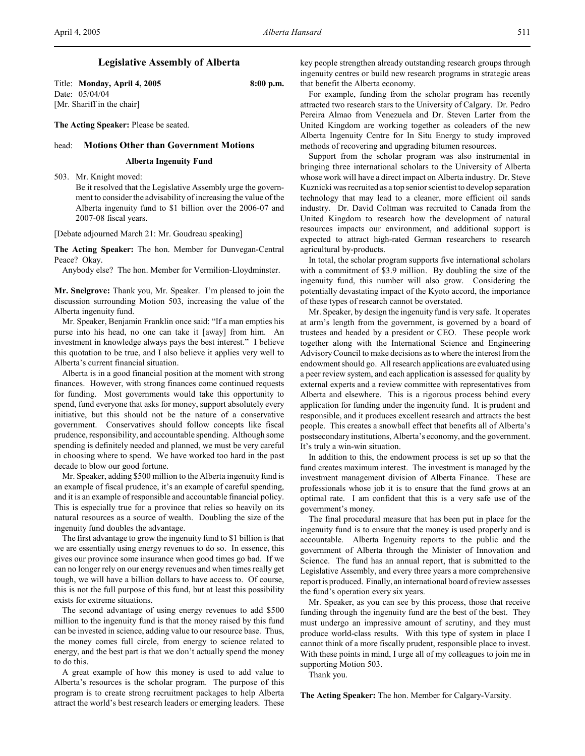# Legislative Assembly of Alberta

Title: **Monday, April 4, 2005** **8:00 p.m.**
Date: 05/04/04
[Mr. Shariff in the chair]

**The Acting Speaker:** Please be seated.

head: **Motions Other than Government Motions**

### Alberta Ingenuity Fund

503. Mr. Knight moved:
Be it resolved that the Legislative Assembly urge the government to consider the advisability of increasing the value of the Alberta ingenuity fund to $1 billion over the 2006-07 and 2007-08 fiscal years.

[Debate adjourned March 21: Mr. Goudreau speaking]

**The Acting Speaker:** The hon. Member for Dunvegan-Central Peace? Okay.

Anybody else? The hon. Member for Vermilion-Lloydminster.

**Mr. Snelgrove:** Thank you, Mr. Speaker. I'm pleased to join the discussion surrounding Motion 503, increasing the value of the Alberta ingenuity fund.

Mr. Speaker, Benjamin Franklin once said: "If a man empties his purse into his head, no one can take it [away] from him. An investment in knowledge always pays the best interest." I believe this quotation to be true, and I also believe it applies very well to Alberta's current financial situation.

Alberta is in a good financial position at the moment with strong finances. However, with strong finances come continued requests for funding. Most governments would take this opportunity to spend, fund everyone that asks for money, support absolutely every initiative, but this should not be the nature of a conservative government. Conservatives should follow concepts like fiscal prudence, responsibility, and accountable spending. Although some spending is definitely needed and planned, we must be very careful in choosing where to spend. We have worked too hard in the past decade to blow our good fortune.

Mr. Speaker, adding $500 million to the Alberta ingenuity fund is an example of fiscal prudence, it's an example of careful spending, and it is an example of responsible and accountable financial policy. This is especially true for a province that relies so heavily on its natural resources as a source of wealth. Doubling the size of the ingenuity fund doubles the advantage.

The first advantage to grow the ingenuity fund to $1 billion is that we are essentially using energy revenues to do so. In essence, this gives our province some insurance when good times go bad. If we can no longer rely on our energy revenues and when times really get tough, we will have a billion dollars to have access to. Of course, this is not the full purpose of this fund, but at least this possibility exists for extreme situations.

The second advantage of using energy revenues to add $500 million to the ingenuity fund is that the money raised by this fund can be invested in science, adding value to our resource base. Thus, the money comes full circle, from energy to science related to energy, and the best part is that we don't actually spend the money to do this.

A great example of how this money is used to add value to Alberta's resources is the scholar program. The purpose of this program is to create strong recruitment packages to help Alberta attract the world's best research leaders or emerging leaders. These key people strengthen already outstanding research groups through ingenuity centres or build new research programs in strategic areas that benefit the Alberta economy.

For example, funding from the scholar program has recently attracted two research stars to the University of Calgary. Dr. Pedro Pereira Almao from Venezuela and Dr. Steven Larter from the United Kingdom are working together as coleaders of the new Alberta Ingenuity Centre for In Situ Energy to study improved methods of recovering and upgrading bitumen resources.

Support from the scholar program was also instrumental in bringing three international scholars to the University of Alberta whose work will have a direct impact on Alberta industry. Dr. Steve Kuznicki was recruited as a top senior scientist to develop separation technology that may lead to a cleaner, more efficient oil sands industry. Dr. David Coltman was recruited to Canada from the United Kingdom to research how the development of natural resources impacts our environment, and additional support is expected to attract high-rated German researchers to research agricultural by-products.

In total, the scholar program supports five international scholars with a commitment of $3.9 million. By doubling the size of the ingenuity fund, this number will also grow. Considering the potentially devastating impact of the Kyoto accord, the importance of these types of research cannot be overstated.

Mr. Speaker, by design the ingenuity fund is very safe. It operates at arm's length from the government, is governed by a board of trustees and headed by a president or CEO. These people work together along with the International Science and Engineering Advisory Council to make decisions as to where the interest from the endowment should go. All research applications are evaluated using a peer review system, and each application is assessed for quality by external experts and a review committee with representatives from Alberta and elsewhere. This is a rigorous process behind every application for funding under the ingenuity fund. It is prudent and responsible, and it produces excellent research and attracts the best people. This creates a snowball effect that benefits all of Alberta's postsecondary institutions, Alberta's economy, and the government. It's truly a win-win situation.

In addition to this, the endowment process is set up so that the fund creates maximum interest. The investment is managed by the investment management division of Alberta Finance. These are professionals whose job it is to ensure that the fund grows at an optimal rate. I am confident that this is a very safe use of the government's money.

The final procedural measure that has been put in place for the ingenuity fund is to ensure that the money is used properly and is accountable. Alberta Ingenuity reports to the public and the government of Alberta through the Minister of Innovation and Science. The fund has an annual report, that is submitted to the Legislative Assembly, and every three years a more comprehensive report is produced. Finally, an international board of review assesses the fund's operation every six years.

Mr. Speaker, as you can see by this process, those that receive funding through the ingenuity fund are the best of the best. They must undergo an impressive amount of scrutiny, and they must produce world-class results. With this type of system in place I cannot think of a more fiscally prudent, responsible place to invest. With these points in mind, I urge all of my colleagues to join me in supporting Motion 503.

Thank you.

**The Acting Speaker:** The hon. Member for Calgary-Varsity.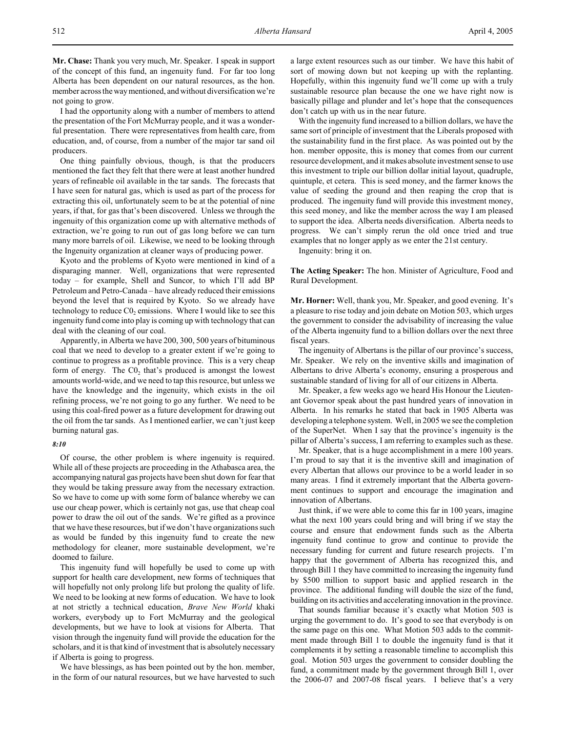**Mr. Chase:** Thank you very much, Mr. Speaker. I speak in support of the concept of this fund, an ingenuity fund. For far too long Alberta has been dependent on our natural resources, as the hon. member across the way mentioned, and without diversification we're not going to grow.

I had the opportunity along with a number of members to attend the presentation of the Fort McMurray people, and it was a wonderful presentation. There were representatives from health care, from education, and, of course, from a number of the major tar sand oil producers.

One thing painfully obvious, though, is that the producers mentioned the fact they felt that there were at least another hundred years of refineable oil available in the tar sands. The forecasts that I have seen for natural gas, which is used as part of the process for extracting this oil, unfortunately seem to be at the potential of nine years, if that, for gas that's been discovered. Unless we through the ingenuity of this organization come up with alternative methods of extraction, we're going to run out of gas long before we can turn many more barrels of oil. Likewise, we need to be looking through the Ingenuity organization at cleaner ways of producing power.

Kyoto and the problems of Kyoto were mentioned in kind of a disparaging manner. Well, organizations that were represented today – for example, Shell and Suncor, to which I'll add BP Petroleum and Petro-Canada – have already reduced their emissions beyond the level that is required by Kyoto. So we already have technology to reduce $C0_2$ emissions. Where I would like to see this ingenuity fund come into play is coming up with technology that can deal with the cleaning of our coal.

Apparently, in Alberta we have 200, 300, 500 years of bituminous coal that we need to develop to a greater extent if we're going to continue to progress as a profitable province. This is a very cheap form of energy. The $C0_2$ that's produced is amongst the lowest amounts world-wide, and we need to tap this resource, but unless we have the knowledge and the ingenuity, which exists in the oil refining process, we're not going to go any further. We need to be using this coal-fired power as a future development for drawing out the oil from the tar sands. As I mentioned earlier, we can't just keep burning natural gas.

*8:10*

Of course, the other problem is where ingenuity is required. While all of these projects are proceeding in the Athabasca area, the accompanying natural gas projects have been shut down for fear that they would be taking pressure away from the necessary extraction. So we have to come up with some form of balance whereby we can use our cheap power, which is certainly not gas, use that cheap coal power to draw the oil out of the sands. We're gifted as a province that we have these resources, but if we don't have organizations such as would be funded by this ingenuity fund to create the new methodology for cleaner, more sustainable development, we're doomed to failure.

This ingenuity fund will hopefully be used to come up with support for health care development, new forms of techniques that will hopefully not only prolong life but prolong the quality of life. We need to be looking at new forms of education. We have to look at not strictly a technical education, *Brave New World* khaki workers, everybody up to Fort McMurray and the geological developments, but we have to look at visions for Alberta. That vision through the ingenuity fund will provide the education for the scholars, and it is that kind of investment that is absolutely necessary if Alberta is going to progress.

We have blessings, as has been pointed out by the hon. member, in the form of our natural resources, but we have harvested to such a large extent resources such as our timber. We have this habit of sort of mowing down but not keeping up with the replanting. Hopefully, within this ingenuity fund we'll come up with a truly sustainable resource plan because the one we have right now is basically pillage and plunder and let's hope that the consequences don't catch up with us in the near future.

With the ingenuity fund increased to a billion dollars, we have the same sort of principle of investment that the Liberals proposed with the sustainability fund in the first place. As was pointed out by the hon. member opposite, this is money that comes from our current resource development, and it makes absolute investment sense to use this investment to triple our billion dollar initial layout, quadruple, quintuple, et cetera. This is seed money, and the farmer knows the value of seeding the ground and then reaping the crop that is produced. The ingenuity fund will provide this investment money, this seed money, and like the member across the way I am pleased to support the idea. Alberta needs diversification. Alberta needs to progress. We can't simply rerun the old once tried and true examples that no longer apply as we enter the 21st century.

Ingenuity: bring it on.

**The Acting Speaker:** The hon. Minister of Agriculture, Food and Rural Development.

**Mr. Horner:** Well, thank you, Mr. Speaker, and good evening. It's a pleasure to rise today and join debate on Motion 503, which urges the government to consider the advisability of increasing the value of the Alberta ingenuity fund to a billion dollars over the next three fiscal years.

The ingenuity of Albertans is the pillar of our province's success, Mr. Speaker. We rely on the inventive skills and imagination of Albertans to drive Alberta's economy, ensuring a prosperous and sustainable standard of living for all of our citizens in Alberta.

Mr. Speaker, a few weeks ago we heard His Honour the Lieutenant Governor speak about the past hundred years of innovation in Alberta. In his remarks he stated that back in 1905 Alberta was developing a telephone system. Well, in 2005 we see the completion of the SuperNet. When I say that the province's ingenuity is the pillar of Alberta's success, I am referring to examples such as these.

Mr. Speaker, that is a huge accomplishment in a mere 100 years. I'm proud to say that it is the inventive skill and imagination of every Albertan that allows our province to be a world leader in so many areas. I find it extremely important that the Alberta government continues to support and encourage the imagination and innovation of Albertans.

Just think, if we were able to come this far in 100 years, imagine what the next 100 years could bring and will bring if we stay the course and ensure that endowment funds such as the Alberta ingenuity fund continue to grow and continue to provide the necessary funding for current and future research projects. I'm happy that the government of Alberta has recognized this, and through Bill 1 they have committed to increasing the ingenuity fund by \$500 million to support basic and applied research in the province. The additional funding will double the size of the fund, building on its activities and accelerating innovation in the province.

That sounds familiar because it's exactly what Motion 503 is urging the government to do. It's good to see that everybody is on the same page on this one. What Motion 503 adds to the commitment made through Bill 1 to double the ingenuity fund is that it complements it by setting a reasonable timeline to accomplish this goal. Motion 503 urges the government to consider doubling the fund, a commitment made by the government through Bill 1, over the 2006-07 and 2007-08 fiscal years. I believe that's a very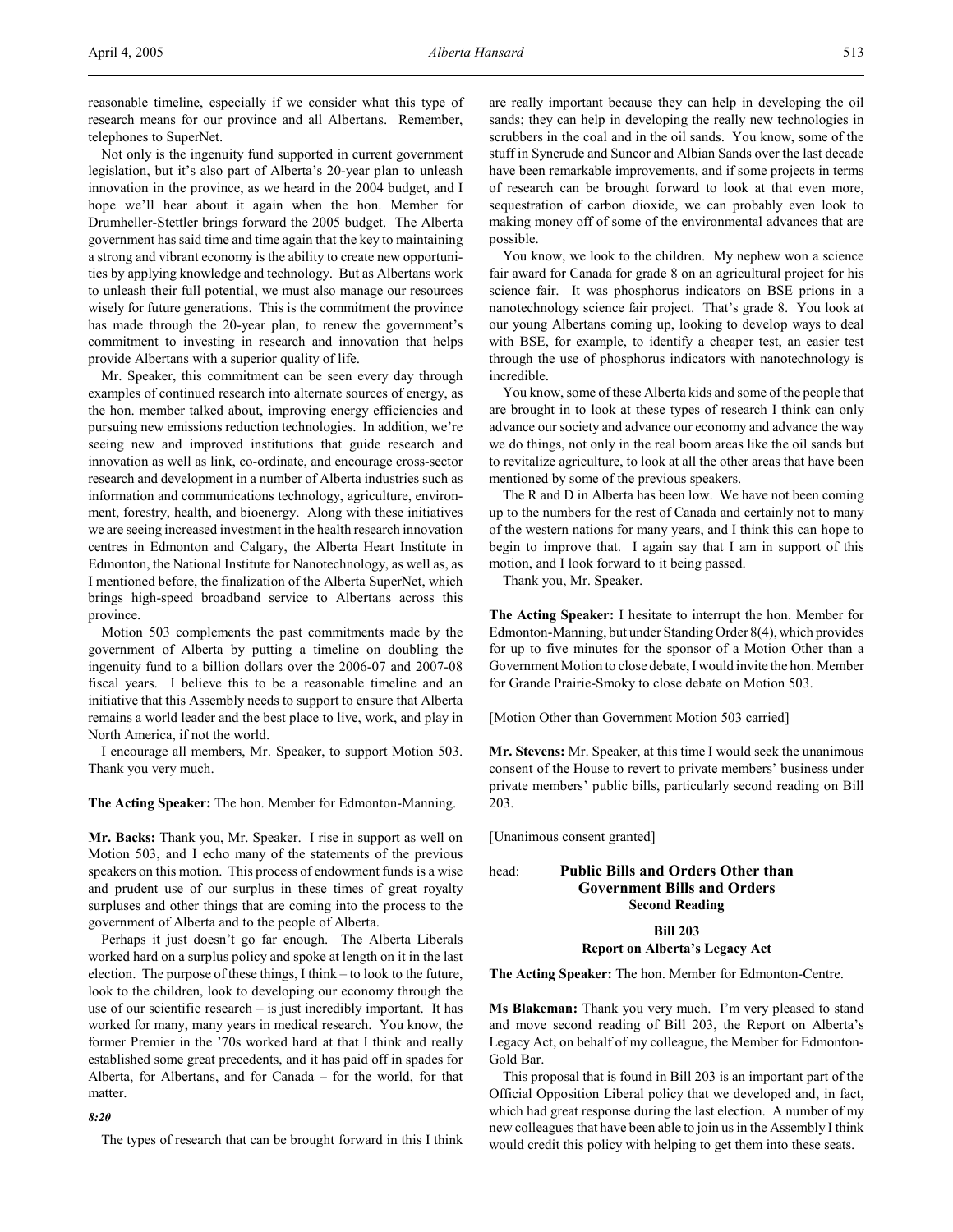reasonable timeline, especially if we consider what this type of research means for our province and all Albertans. Remember, telephones to SuperNet.

Not only is the ingenuity fund supported in current government legislation, but it's also part of Alberta's 20-year plan to unleash innovation in the province, as we heard in the 2004 budget, and I hope we'll hear about it again when the hon. Member for Drumheller-Stettler brings forward the 2005 budget. The Alberta government has said time and time again that the key to maintaining a strong and vibrant economy is the ability to create new opportunities by applying knowledge and technology. But as Albertans work to unleash their full potential, we must also manage our resources wisely for future generations. This is the commitment the province has made through the 20-year plan, to renew the government's commitment to investing in research and innovation that helps provide Albertans with a superior quality of life.

Mr. Speaker, this commitment can be seen every day through examples of continued research into alternate sources of energy, as the hon. member talked about, improving energy efficiencies and pursuing new emissions reduction technologies. In addition, we're seeing new and improved institutions that guide research and innovation as well as link, co-ordinate, and encourage cross-sector research and development in a number of Alberta industries such as information and communications technology, agriculture, environment, forestry, health, and bioenergy. Along with these initiatives we are seeing increased investment in the health research innovation centres in Edmonton and Calgary, the Alberta Heart Institute in Edmonton, the National Institute for Nanotechnology, as well as, as I mentioned before, the finalization of the Alberta SuperNet, which brings high-speed broadband service to Albertans across this province.

Motion 503 complements the past commitments made by the government of Alberta by putting a timeline on doubling the ingenuity fund to a billion dollars over the 2006-07 and 2007-08 fiscal years. I believe this to be a reasonable timeline and an initiative that this Assembly needs to support to ensure that Alberta remains a world leader and the best place to live, work, and play in North America, if not the world.

I encourage all members, Mr. Speaker, to support Motion 503. Thank you very much.

**The Acting Speaker:** The hon. Member for Edmonton-Manning.

**Mr. Backs:** Thank you, Mr. Speaker. I rise in support as well on Motion 503, and I echo many of the statements of the previous speakers on this motion. This process of endowment funds is a wise and prudent use of our surplus in these times of great royalty surpluses and other things that are coming into the process to the government of Alberta and to the people of Alberta.

Perhaps it just doesn't go far enough. The Alberta Liberals worked hard on a surplus policy and spoke at length on it in the last election. The purpose of these things, I think – to look to the future, look to the children, look to developing our economy through the use of our scientific research – is just incredibly important. It has worked for many, many years in medical research. You know, the former Premier in the '70s worked hard at that I think and really established some great precedents, and it has paid off in spades for Alberta, for Albertans, and for Canada – for the world, for that matter.

*8:20*

The types of research that can be brought forward in this I think are really important because they can help in developing the oil sands; they can help in developing the really new technologies in scrubbers in the coal and in the oil sands. You know, some of the stuff in Syncrude and Suncor and Albian Sands over the last decade have been remarkable improvements, and if some projects in terms of research can be brought forward to look at that even more, sequestration of carbon dioxide, we can probably even look to making money off of some of the environmental advances that are possible.

You know, we look to the children. My nephew won a science fair award for Canada for grade 8 on an agricultural project for his science fair. It was phosphorus indicators on BSE prions in a nanotechnology science fair project. That's grade 8. You look at our young Albertans coming up, looking to develop ways to deal with BSE, for example, to identify a cheaper test, an easier test through the use of phosphorus indicators with nanotechnology is incredible.

You know, some of these Alberta kids and some of the people that are brought in to look at these types of research I think can only advance our society and advance our economy and advance the way we do things, not only in the real boom areas like the oil sands but to revitalize agriculture, to look at all the other areas that have been mentioned by some of the previous speakers.

The R and D in Alberta has been low. We have not been coming up to the numbers for the rest of Canada and certainly not to many of the western nations for many years, and I think this can hope to begin to improve that. I again say that I am in support of this motion, and I look forward to it being passed.

Thank you, Mr. Speaker.

**The Acting Speaker:** I hesitate to interrupt the hon. Member for Edmonton-Manning, but under Standing Order 8(4), which provides for up to five minutes for the sponsor of a Motion Other than a Government Motion to close debate, I would invite the hon. Member for Grande Prairie-Smoky to close debate on Motion 503.

[Motion Other than Government Motion 503 carried]

**Mr. Stevens:** Mr. Speaker, at this time I would seek the unanimous consent of the House to revert to private members' business under private members' public bills, particularly second reading on Bill 203.

[Unanimous consent granted]

head: **Public Bills and Orders Other than Government Bills and Orders**
**Second Reading**

**Bill 203**
**Report on Alberta's Legacy Act**

**The Acting Speaker:** The hon. Member for Edmonton-Centre.

**Ms Blakeman:** Thank you very much. I'm very pleased to stand and move second reading of Bill 203, the Report on Alberta's Legacy Act, on behalf of my colleague, the Member for Edmonton-Gold Bar.

This proposal that is found in Bill 203 is an important part of the Official Opposition Liberal policy that we developed and, in fact, which had great response during the last election. A number of my new colleagues that have been able to join us in the Assembly I think would credit this policy with helping to get them into these seats.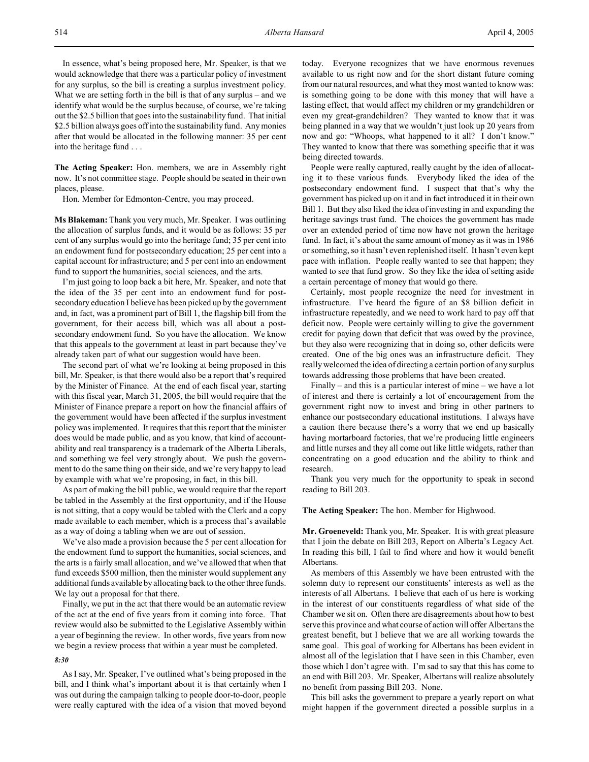In essence, what's being proposed here, Mr. Speaker, is that we would acknowledge that there was a particular policy of investment for any surplus, so the bill is creating a surplus investment policy. What we are setting forth in the bill is that of any surplus – and we identify what would be the surplus because, of course, we're taking out the $2.5 billion that goes into the sustainability fund. That initial $2.5 billion always goes off into the sustainability fund. Any monies after that would be allocated in the following manner: 35 per cent into the heritage fund . . .

**The Acting Speaker:** Hon. members, we are in Assembly right now. It's not committee stage. People should be seated in their own places, please.

Hon. Member for Edmonton-Centre, you may proceed.

**Ms Blakeman:** Thank you very much, Mr. Speaker. I was outlining the allocation of surplus funds, and it would be as follows: 35 per cent of any surplus would go into the heritage fund; 35 per cent into an endowment fund for postsecondary education; 25 per cent into a capital account for infrastructure; and 5 per cent into an endowment fund to support the humanities, social sciences, and the arts.

I'm just going to loop back a bit here, Mr. Speaker, and note that the idea of the 35 per cent into an endowment fund for post-secondary education I believe has been picked up by the government and, in fact, was a prominent part of Bill 1, the flagship bill from the government, for their access bill, which was all about a post-secondary endowment fund. So you have the allocation. We know that this appeals to the government at least in part because they've already taken part of what our suggestion would have been.

The second part of what we're looking at being proposed in this bill, Mr. Speaker, is that there would also be a report that's required by the Minister of Finance. At the end of each fiscal year, starting with this fiscal year, March 31, 2005, the bill would require that the Minister of Finance prepare a report on how the financial affairs of the government would have been affected if the surplus investment policy was implemented. It requires that this report that the minister does would be made public, and as you know, that kind of accountability and real transparency is a trademark of the Alberta Liberals, and something we feel very strongly about. We push the government to do the same thing on their side, and we're very happy to lead by example with what we're proposing, in fact, in this bill.

As part of making the bill public, we would require that the report be tabled in the Assembly at the first opportunity, and if the House is not sitting, that a copy would be tabled with the Clerk and a copy made available to each member, which is a process that's available as a way of doing a tabling when we are out of session.

We've also made a provision because the 5 per cent allocation for the endowment fund to support the humanities, social sciences, and the arts is a fairly small allocation, and we've allowed that when that fund exceeds $500 million, then the minister would supplement any additional funds available by allocating back to the other three funds. We lay out a proposal for that there.

Finally, we put in the act that there would be an automatic review of the act at the end of five years from it coming into force. That review would also be submitted to the Legislative Assembly within a year of beginning the review. In other words, five years from now we begin a review process that within a year must be completed.

*8:30*

As I say, Mr. Speaker, I've outlined what's being proposed in the bill, and I think what's important about it is that certainly when I was out during the campaign talking to people door-to-door, people were really captured with the idea of a vision that moved beyond today. Everyone recognizes that we have enormous revenues available to us right now and for the short distant future coming from our natural resources, and what they most wanted to know was: is something going to be done with this money that will have a lasting effect, that would affect my children or my grandchildren or even my great-grandchildren? They wanted to know that it was being planned in a way that we wouldn't just look up 20 years from now and go: "Whoops, what happened to it all? I don't know." They wanted to know that there was something specific that it was being directed towards.

People were really captured, really caught by the idea of allocating it to these various funds. Everybody liked the idea of the postsecondary endowment fund. I suspect that that's why the government has picked up on it and in fact introduced it in their own Bill 1. But they also liked the idea of investing in and expanding the heritage savings trust fund. The choices the government has made over an extended period of time now have not grown the heritage fund. In fact, it's about the same amount of money as it was in 1986 or something, so it hasn't even replenished itself. It hasn't even kept pace with inflation. People really wanted to see that happen; they wanted to see that fund grow. So they like the idea of setting aside a certain percentage of money that would go there.

Certainly, most people recognize the need for investment in infrastructure. I've heard the figure of an $8 billion deficit in infrastructure repeatedly, and we need to work hard to pay off that deficit now. People were certainly willing to give the government credit for paying down that deficit that was owed by the province, but they also were recognizing that in doing so, other deficits were created. One of the big ones was an infrastructure deficit. They really welcomed the idea of directing a certain portion of any surplus towards addressing those problems that have been created.

Finally – and this is a particular interest of mine – we have a lot of interest and there is certainly a lot of encouragement from the government right now to invest and bring in other partners to enhance our postsecondary educational institutions. I always have a caution there because there's a worry that we end up basically having mortarboard factories, that we're producing little engineers and little nurses and they all come out like little widgets, rather than concentrating on a good education and the ability to think and research.

Thank you very much for the opportunity to speak in second reading to Bill 203.

**The Acting Speaker:** The hon. Member for Highwood.

**Mr. Groeneveld:** Thank you, Mr. Speaker. It is with great pleasure that I join the debate on Bill 203, Report on Alberta's Legacy Act. In reading this bill, I fail to find where and how it would benefit Albertans.

As members of this Assembly we have been entrusted with the solemn duty to represent our constituents' interests as well as the interests of all Albertans. I believe that each of us here is working in the interest of our constituents regardless of what side of the Chamber we sit on. Often there are disagreements about how to best serve this province and what course of action will offer Albertans the greatest benefit, but I believe that we are all working towards the same goal. This goal of working for Albertans has been evident in almost all of the legislation that I have seen in this Chamber, even those which I don't agree with. I'm sad to say that this has come to an end with Bill 203. Mr. Speaker, Albertans will realize absolutely no benefit from passing Bill 203. None.

This bill asks the government to prepare a yearly report on what might happen if the government directed a possible surplus in a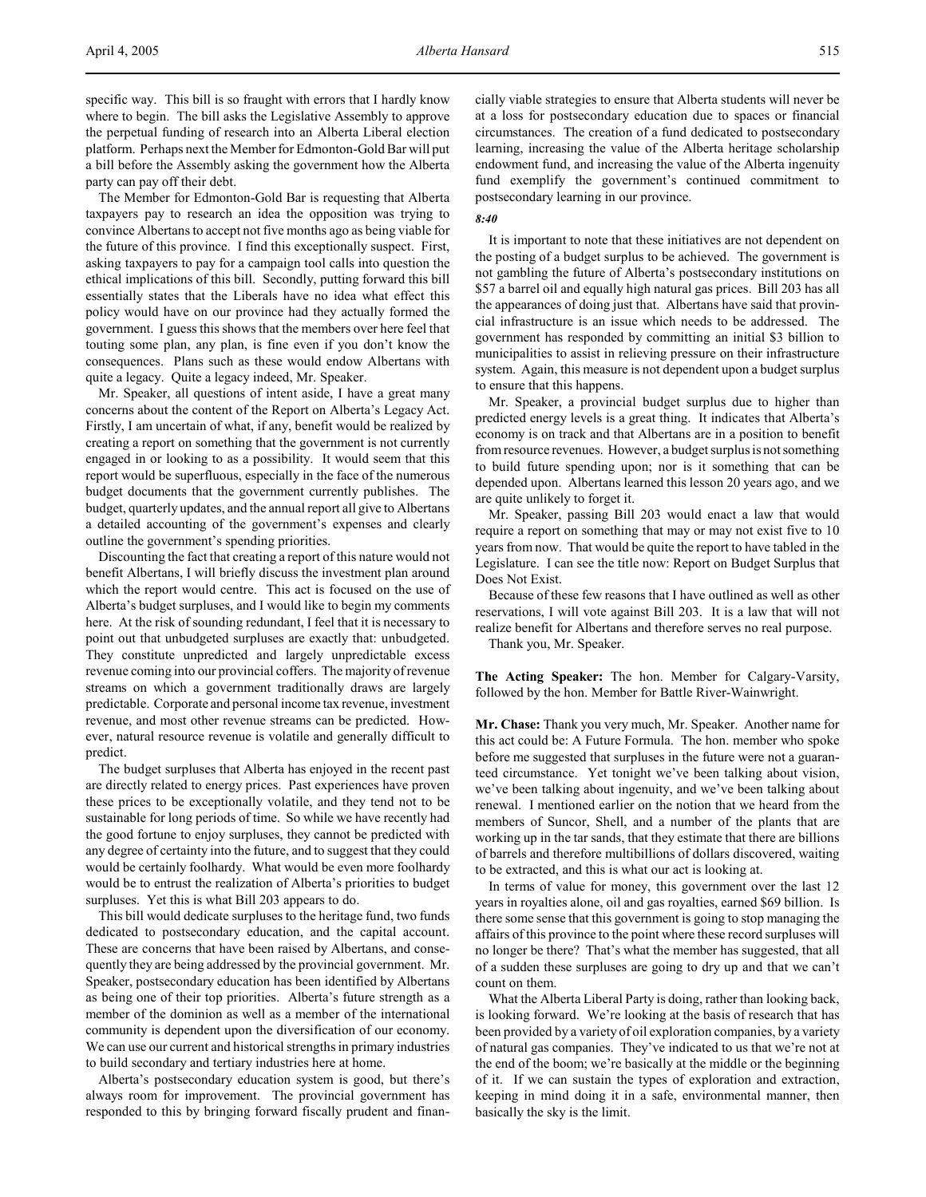specific way. This bill is so fraught with errors that I hardly know where to begin. The bill asks the Legislative Assembly to approve the perpetual funding of research into an Alberta Liberal election platform. Perhaps next the Member for Edmonton-Gold Bar will put a bill before the Assembly asking the government how the Alberta party can pay off their debt.

The Member for Edmonton-Gold Bar is requesting that Alberta taxpayers pay to research an idea the opposition was trying to convince Albertans to accept not five months ago as being viable for the future of this province. I find this exceptionally suspect. First, asking taxpayers to pay for a campaign tool calls into question the ethical implications of this bill. Secondly, putting forward this bill essentially states that the Liberals have no idea what effect this policy would have on our province had they actually formed the government. I guess this shows that the members over here feel that touting some plan, any plan, is fine even if you don't know the consequences. Plans such as these would endow Albertans with quite a legacy. Quite a legacy indeed, Mr. Speaker.

Mr. Speaker, all questions of intent aside, I have a great many concerns about the content of the Report on Alberta's Legacy Act. Firstly, I am uncertain of what, if any, benefit would be realized by creating a report on something that the government is not currently engaged in or looking to as a possibility. It would seem that this report would be superfluous, especially in the face of the numerous budget documents that the government currently publishes. The budget, quarterly updates, and the annual report all give to Albertans a detailed accounting of the government's expenses and clearly outline the government's spending priorities.

Discounting the fact that creating a report of this nature would not benefit Albertans, I will briefly discuss the investment plan around which the report would centre. This act is focused on the use of Alberta's budget surpluses, and I would like to begin my comments here. At the risk of sounding redundant, I feel that it is necessary to point out that unbudgeted surpluses are exactly that: unbudgeted. They constitute unpredicted and largely unpredictable excess revenue coming into our provincial coffers. The majority of revenue streams on which a government traditionally draws are largely predictable. Corporate and personal income tax revenue, investment revenue, and most other revenue streams can be predicted. However, natural resource revenue is volatile and generally difficult to predict.

The budget surpluses that Alberta has enjoyed in the recent past are directly related to energy prices. Past experiences have proven these prices to be exceptionally volatile, and they tend not to be sustainable for long periods of time. So while we have recently had the good fortune to enjoy surpluses, they cannot be predicted with any degree of certainty into the future, and to suggest that they could would be certainly foolhardy. What would be even more foolhardy would be to entrust the realization of Alberta's priorities to budget surpluses. Yet this is what Bill 203 appears to do.

This bill would dedicate surpluses to the heritage fund, two funds dedicated to postsecondary education, and the capital account. These are concerns that have been raised by Albertans, and consequently they are being addressed by the provincial government. Mr. Speaker, postsecondary education has been identified by Albertans as being one of their top priorities. Alberta's future strength as a member of the dominion as well as a member of the international community is dependent upon the diversification of our economy. We can use our current and historical strengths in primary industries to build secondary and tertiary industries here at home.

Alberta's postsecondary education system is good, but there's always room for improvement. The provincial government has responded to this by bringing forward fiscally prudent and financially viable strategies to ensure that Alberta students will never be at a loss for postsecondary education due to spaces or financial circumstances. The creation of a fund dedicated to postsecondary learning, increasing the value of the Alberta heritage scholarship endowment fund, and increasing the value of the Alberta ingenuity fund exemplify the government's continued commitment to postsecondary learning in our province.

*8:40*

It is important to note that these initiatives are not dependent on the posting of a budget surplus to be achieved. The government is not gambling the future of Alberta's postsecondary institutions on $57 a barrel oil and equally high natural gas prices. Bill 203 has all the appearances of doing just that. Albertans have said that provincial infrastructure is an issue which needs to be addressed. The government has responded by committing an initial $3 billion to municipalities to assist in relieving pressure on their infrastructure system. Again, this measure is not dependent upon a budget surplus to ensure that this happens.

Mr. Speaker, a provincial budget surplus due to higher than predicted energy levels is a great thing. It indicates that Alberta's economy is on track and that Albertans are in a position to benefit from resource revenues. However, a budget surplus is not something to build future spending upon; nor is it something that can be depended upon. Albertans learned this lesson 20 years ago, and we are quite unlikely to forget it.

Mr. Speaker, passing Bill 203 would enact a law that would require a report on something that may or may not exist five to 10 years from now. That would be quite the report to have tabled in the Legislature. I can see the title now: Report on Budget Surplus that Does Not Exist.

Because of these few reasons that I have outlined as well as other reservations, I will vote against Bill 203. It is a law that will not realize benefit for Albertans and therefore serves no real purpose.

Thank you, Mr. Speaker.

**The Acting Speaker:** The hon. Member for Calgary-Varsity, followed by the hon. Member for Battle River-Wainwright.

**Mr. Chase:** Thank you very much, Mr. Speaker. Another name for this act could be: A Future Formula. The hon. member who spoke before me suggested that surpluses in the future were not a guaranteed circumstance. Yet tonight we've been talking about vision, we've been talking about ingenuity, and we've been talking about renewal. I mentioned earlier on the notion that we heard from the members of Suncor, Shell, and a number of the plants that are working up in the tar sands, that they estimate that there are billions of barrels and therefore multibillions of dollars discovered, waiting to be extracted, and this is what our act is looking at.

In terms of value for money, this government over the last 12 years in royalties alone, oil and gas royalties, earned $69 billion. Is there some sense that this government is going to stop managing the affairs of this province to the point where these record surpluses will no longer be there? That's what the member has suggested, that all of a sudden these surpluses are going to dry up and that we can't count on them.

What the Alberta Liberal Party is doing, rather than looking back, is looking forward. We're looking at the basis of research that has been provided by a variety of oil exploration companies, by a variety of natural gas companies. They've indicated to us that we're not at the end of the boom; we're basically at the middle or the beginning of it. If we can sustain the types of exploration and extraction, keeping in mind doing it in a safe, environmental manner, then basically the sky is the limit.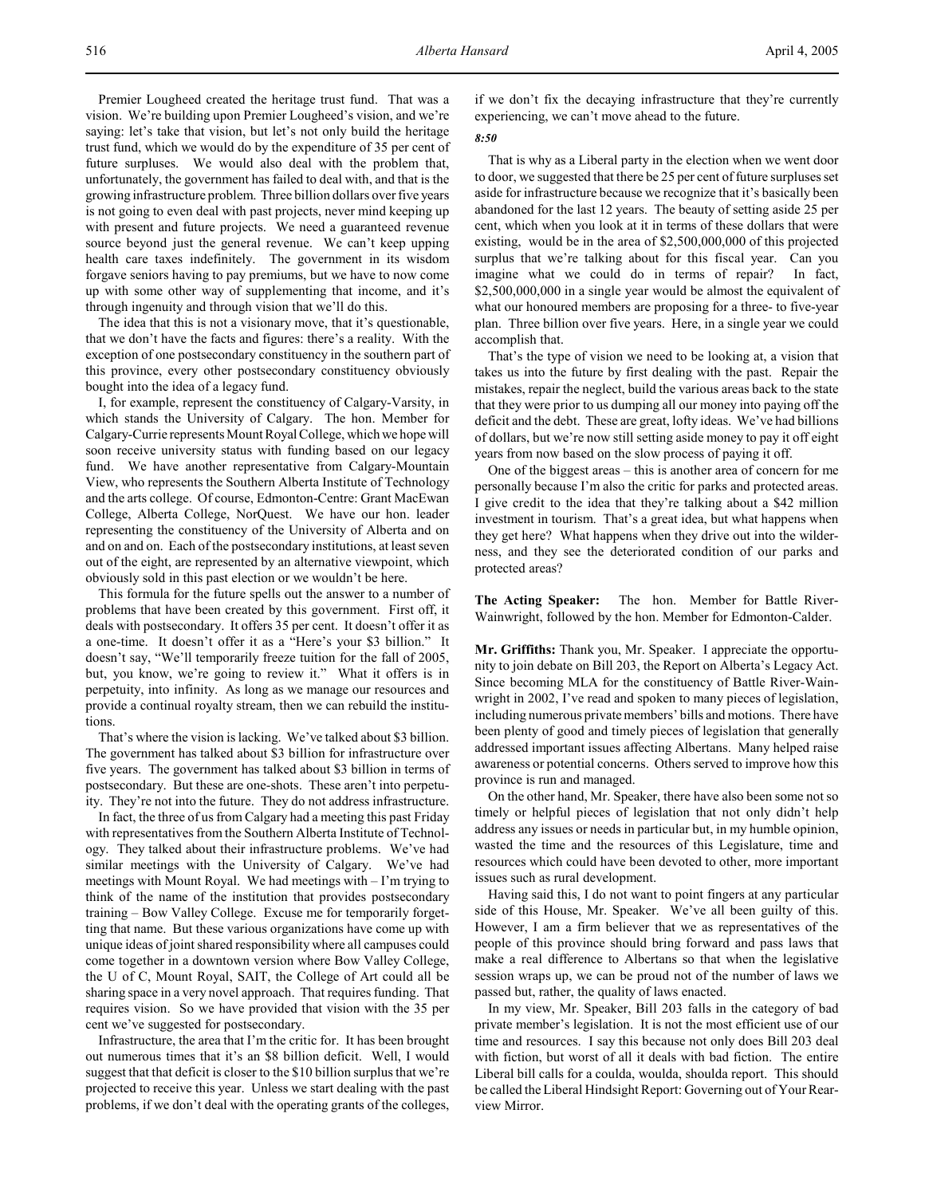Premier Lougheed created the heritage trust fund. That was a vision. We're building upon Premier Lougheed's vision, and we're saying: let's take that vision, but let's not only build the heritage trust fund, which we would do by the expenditure of 35 per cent of future surpluses. We would also deal with the problem that, unfortunately, the government has failed to deal with, and that is the growing infrastructure problem. Three billion dollars over five years is not going to even deal with past projects, never mind keeping up with present and future projects. We need a guaranteed revenue source beyond just the general revenue. We can't keep upping health care taxes indefinitely. The government in its wisdom forgave seniors having to pay premiums, but we have to now come up with some other way of supplementing that income, and it's through ingenuity and through vision that we'll do this.

The idea that this is not a visionary move, that it's questionable, that we don't have the facts and figures: there's a reality. With the exception of one postsecondary constituency in the southern part of this province, every other postsecondary constituency obviously bought into the idea of a legacy fund.

I, for example, represent the constituency of Calgary-Varsity, in which stands the University of Calgary. The hon. Member for Calgary-Currie represents Mount Royal College, which we hope will soon receive university status with funding based on our legacy fund. We have another representative from Calgary-Mountain View, who represents the Southern Alberta Institute of Technology and the arts college. Of course, Edmonton-Centre: Grant MacEwan College, Alberta College, NorQuest. We have our hon. leader representing the constituency of the University of Alberta and on and on and on. Each of the postsecondary institutions, at least seven out of the eight, are represented by an alternative viewpoint, which obviously sold in this past election or we wouldn't be here.

This formula for the future spells out the answer to a number of problems that have been created by this government. First off, it deals with postsecondary. It offers 35 per cent. It doesn't offer it as a one-time. It doesn't offer it as a "Here's your $3 billion." It doesn't say, "We'll temporarily freeze tuition for the fall of 2005, but, you know, we're going to review it." What it offers is in perpetuity, into infinity. As long as we manage our resources and provide a continual royalty stream, then we can rebuild the institutions.

That's where the vision is lacking. We've talked about $3 billion. The government has talked about $3 billion for infrastructure over five years. The government has talked about $3 billion in terms of postsecondary. But these are one-shots. These aren't into perpetuity. They're not into the future. They do not address infrastructure.

In fact, the three of us from Calgary had a meeting this past Friday with representatives from the Southern Alberta Institute of Technology. They talked about their infrastructure problems. We've had similar meetings with the University of Calgary. We've had meetings with Mount Royal. We had meetings with – I'm trying to think of the name of the institution that provides postsecondary training – Bow Valley College. Excuse me for temporarily forgetting that name. But these various organizations have come up with unique ideas of joint shared responsibility where all campuses could come together in a downtown version where Bow Valley College, the U of C, Mount Royal, SAIT, the College of Art could all be sharing space in a very novel approach. That requires funding. That requires vision. So we have provided that vision with the 35 per cent we've suggested for postsecondary.

Infrastructure, the area that I'm the critic for. It has been brought out numerous times that it's an $8 billion deficit. Well, I would suggest that that deficit is closer to the $10 billion surplus that we're projected to receive this year. Unless we start dealing with the past problems, if we don't deal with the operating grants of the colleges, if we don't fix the decaying infrastructure that they're currently experiencing, we can't move ahead to the future.

*8:50*

That is why as a Liberal party in the election when we went door to door, we suggested that there be 25 per cent of future surpluses set aside for infrastructure because we recognize that it's basically been abandoned for the last 12 years. The beauty of setting aside 25 per cent, which when you look at it in terms of these dollars that were existing, would be in the area of $2,500,000,000 of this projected surplus that we're talking about for this fiscal year. Can you imagine what we could do in terms of repair? In fact, $2,500,000,000 in a single year would be almost the equivalent of what our honoured members are proposing for a three- to five-year plan. Three billion over five years. Here, in a single year we could accomplish that.

That's the type of vision we need to be looking at, a vision that takes us into the future by first dealing with the past. Repair the mistakes, repair the neglect, build the various areas back to the state that they were prior to us dumping all our money into paying off the deficit and the debt. These are great, lofty ideas. We've had billions of dollars, but we're now still setting aside money to pay it off eight years from now based on the slow process of paying it off.

One of the biggest areas – this is another area of concern for me personally because I'm also the critic for parks and protected areas. I give credit to the idea that they're talking about a $42 million investment in tourism. That's a great idea, but what happens when they get here? What happens when they drive out into the wilderness, and they see the deteriorated condition of our parks and protected areas?

**The Acting Speaker:** The hon. Member for Battle River-Wainwright, followed by the hon. Member for Edmonton-Calder.

**Mr. Griffiths:** Thank you, Mr. Speaker. I appreciate the opportunity to join debate on Bill 203, the Report on Alberta's Legacy Act. Since becoming MLA for the constituency of Battle River-Wainwright in 2002, I've read and spoken to many pieces of legislation, including numerous private members' bills and motions. There have been plenty of good and timely pieces of legislation that generally addressed important issues affecting Albertans. Many helped raise awareness or potential concerns. Others served to improve how this province is run and managed.

On the other hand, Mr. Speaker, there have also been some not so timely or helpful pieces of legislation that not only didn't help address any issues or needs in particular but, in my humble opinion, wasted the time and the resources of this Legislature, time and resources which could have been devoted to other, more important issues such as rural development.

Having said this, I do not want to point fingers at any particular side of this House, Mr. Speaker. We've all been guilty of this. However, I am a firm believer that we as representatives of the people of this province should bring forward and pass laws that make a real difference to Albertans so that when the legislative session wraps up, we can be proud not of the number of laws we passed but, rather, the quality of laws enacted.

In my view, Mr. Speaker, Bill 203 falls in the category of bad private member's legislation. It is not the most efficient use of our time and resources. I say this because not only does Bill 203 deal with fiction, but worst of all it deals with bad fiction. The entire Liberal bill calls for a coulda, woulda, shoulda report. This should be called the Liberal Hindsight Report: Governing out of Your Rearview Mirror.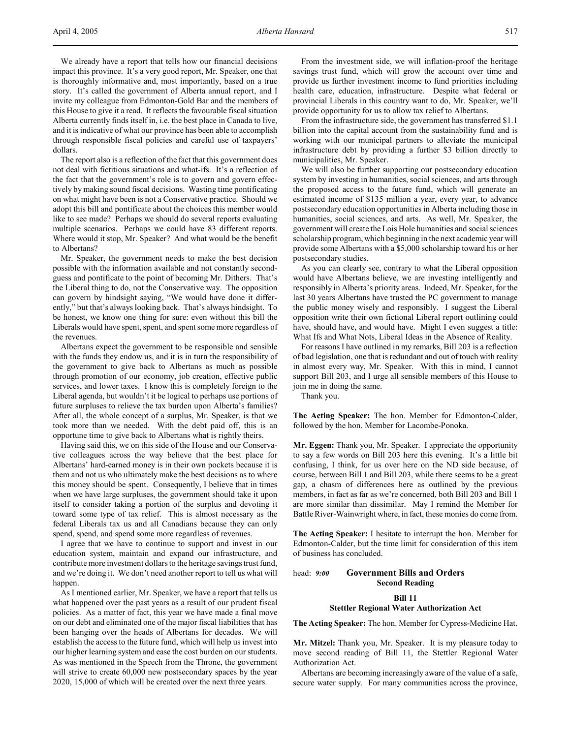We already have a report that tells how our financial decisions impact this province. It's a very good report, Mr. Speaker, one that is thoroughly informative and, most importantly, based on a true story. It's called the government of Alberta annual report, and I invite my colleague from Edmonton-Gold Bar and the members of this House to give it a read. It reflects the favourable fiscal situation Alberta currently finds itself in, i.e. the best place in Canada to live, and it is indicative of what our province has been able to accomplish through responsible fiscal policies and careful use of taxpayers' dollars.

The report also is a reflection of the fact that this government does not deal with fictitious situations and what-ifs. It's a reflection of the fact that the government's role is to govern and govern effectively by making sound fiscal decisions. Wasting time pontificating on what might have been is not a Conservative practice. Should we adopt this bill and pontificate about the choices this member would like to see made? Perhaps we should do several reports evaluating multiple scenarios. Perhaps we could have 83 different reports. Where would it stop, Mr. Speaker? And what would be the benefit to Albertans?

Mr. Speaker, the government needs to make the best decision possible with the information available and not constantly second-guess and pontificate to the point of becoming Mr. Dithers. That's the Liberal thing to do, not the Conservative way. The opposition can govern by hindsight saying, "We would have done it differently," but that's always looking back. That's always hindsight. To be honest, we know one thing for sure: even without this bill the Liberals would have spent, spent, and spent some more regardless of the revenues.

Albertans expect the government to be responsible and sensible with the funds they endow us, and it is in turn the responsibility of the government to give back to Albertans as much as possible through promotion of our economy, job creation, effective public services, and lower taxes. I know this is completely foreign to the Liberal agenda, but wouldn't it be logical to perhaps use portions of future surpluses to relieve the tax burden upon Alberta's families? After all, the whole concept of a surplus, Mr. Speaker, is that we took more than we needed. With the debt paid off, this is an opportune time to give back to Albertans what is rightly theirs.

Having said this, we on this side of the House and our Conservative colleagues across the way believe that the best place for Albertans' hard-earned money is in their own pockets because it is them and not us who ultimately make the best decisions as to where this money should be spent. Consequently, I believe that in times when we have large surpluses, the government should take it upon itself to consider taking a portion of the surplus and devoting it toward some type of tax relief. This is almost necessary as the federal Liberals tax us and all Canadians because they can only spend, spend, and spend some more regardless of revenues.

I agree that we have to continue to support and invest in our education system, maintain and expand our infrastructure, and contribute more investment dollars to the heritage savings trust fund, and we're doing it. We don't need another report to tell us what will happen.

As I mentioned earlier, Mr. Speaker, we have a report that tells us what happened over the past years as a result of our prudent fiscal policies. As a matter of fact, this year we have made a final move on our debt and eliminated one of the major fiscal liabilities that has been hanging over the heads of Albertans for decades. We will establish the access to the future fund, which will help us invest into our higher learning system and ease the cost burden on our students. As was mentioned in the Speech from the Throne, the government will strive to create 60,000 new postsecondary spaces by the year 2020, 15,000 of which will be created over the next three years.

From the investment side, we will inflation-proof the heritage savings trust fund, which will grow the account over time and provide us further investment income to fund priorities including health care, education, infrastructure. Despite what federal or provincial Liberals in this country want to do, Mr. Speaker, we'll provide opportunity for us to allow tax relief to Albertans.

From the infrastructure side, the government has transferred $1.1 billion into the capital account from the sustainability fund and is working with our municipal partners to alleviate the municipal infrastructure debt by providing a further $3 billion directly to municipalities, Mr. Speaker.

We will also be further supporting our postsecondary education system by investing in humanities, social sciences, and arts through the proposed access to the future fund, which will generate an estimated income of $135 million a year, every year, to advance postsecondary education opportunities in Alberta including those in humanities, social sciences, and arts. As well, Mr. Speaker, the government will create the Lois Hole humanities and social sciences scholarship program, which beginning in the next academic year will provide some Albertans with a $5,000 scholarship toward his or her postsecondary studies.

As you can clearly see, contrary to what the Liberal opposition would have Albertans believe, we are investing intelligently and responsibly in Alberta's priority areas. Indeed, Mr. Speaker, for the last 30 years Albertans have trusted the PC government to manage the public money wisely and responsibly. I suggest the Liberal opposition write their own fictional Liberal report outlining could have, should have, and would have. Might I even suggest a title: What Ifs and What Nots, Liberal Ideas in the Absence of Reality.

For reasons I have outlined in my remarks, Bill 203 is a reflection of bad legislation, one that is redundant and out of touch with reality in almost every way, Mr. Speaker. With this in mind, I cannot support Bill 203, and I urge all sensible members of this House to join me in doing the same.

Thank you.

**The Acting Speaker:** The hon. Member for Edmonton-Calder, followed by the hon. Member for Lacombe-Ponoka.

**Mr. Eggen:** Thank you, Mr. Speaker. I appreciate the opportunity to say a few words on Bill 203 here this evening. It's a little bit confusing, I think, for us over here on the ND side because, of course, between Bill 1 and Bill 203, while there seems to be a great gap, a chasm of differences here as outlined by the previous members, in fact as far as we're concerned, both Bill 203 and Bill 1 are more similar than dissimilar. May I remind the Member for Battle River-Wainwright where, in fact, these monies do come from.

**The Acting Speaker:** I hesitate to interrupt the hon. Member for Edmonton-Calder, but the time limit for consideration of this item of business has concluded.

head: *9:00* **Government Bills and Orders**

## Second Reading

### Bill 11
### Stettler Regional Water Authorization Act

**The Acting Speaker:** The hon. Member for Cypress-Medicine Hat.

**Mr. Mitzel:** Thank you, Mr. Speaker. It is my pleasure today to move second reading of Bill 11, the Stettler Regional Water Authorization Act.

Albertans are becoming increasingly aware of the value of a safe, secure water supply. For many communities across the province,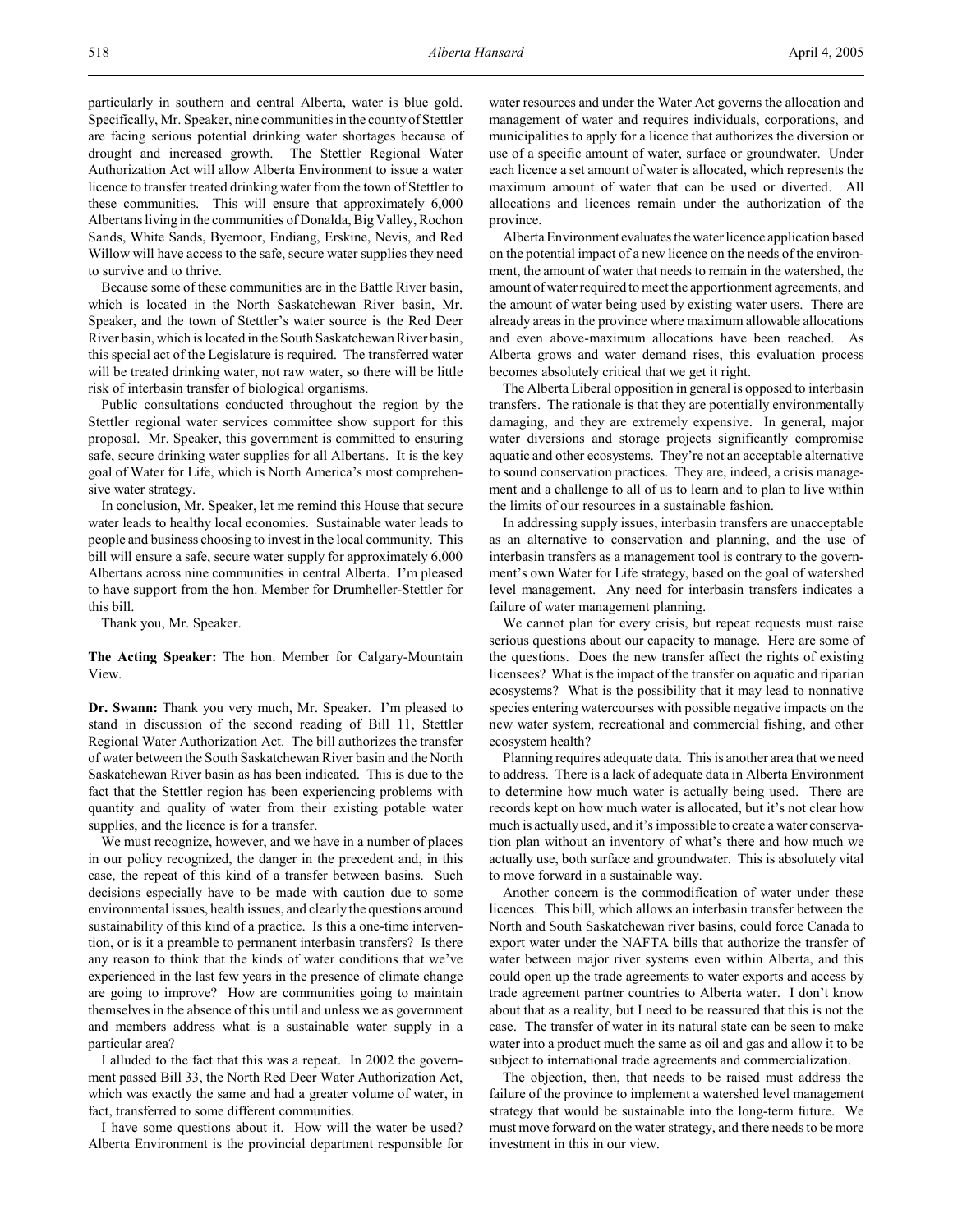particularly in southern and central Alberta, water is blue gold. Specifically, Mr. Speaker, nine communities in the county of Stettler are facing serious potential drinking water shortages because of drought and increased growth. The Stettler Regional Water Authorization Act will allow Alberta Environment to issue a water licence to transfer treated drinking water from the town of Stettler to these communities. This will ensure that approximately 6,000 Albertans living in the communities of Donalda, Big Valley, Rochon Sands, White Sands, Byemoor, Endiang, Erskine, Nevis, and Red Willow will have access to the safe, secure water supplies they need to survive and to thrive.

Because some of these communities are in the Battle River basin, which is located in the North Saskatchewan River basin, Mr. Speaker, and the town of Stettler's water source is the Red Deer River basin, which is located in the South Saskatchewan River basin, this special act of the Legislature is required. The transferred water will be treated drinking water, not raw water, so there will be little risk of interbasin transfer of biological organisms.

Public consultations conducted throughout the region by the Stettler regional water services committee show support for this proposal. Mr. Speaker, this government is committed to ensuring safe, secure drinking water supplies for all Albertans. It is the key goal of Water for Life, which is North America's most comprehensive water strategy.

In conclusion, Mr. Speaker, let me remind this House that secure water leads to healthy local economies. Sustainable water leads to people and business choosing to invest in the local community. This bill will ensure a safe, secure water supply for approximately 6,000 Albertans across nine communities in central Alberta. I'm pleased to have support from the hon. Member for Drumheller-Stettler for this bill.

Thank you, Mr. Speaker.

**The Acting Speaker:** The hon. Member for Calgary-Mountain View.

**Dr. Swann:** Thank you very much, Mr. Speaker. I'm pleased to stand in discussion of the second reading of Bill 11, Stettler Regional Water Authorization Act. The bill authorizes the transfer of water between the South Saskatchewan River basin and the North Saskatchewan River basin as has been indicated. This is due to the fact that the Stettler region has been experiencing problems with quantity and quality of water from their existing potable water supplies, and the licence is for a transfer.

We must recognize, however, and we have in a number of places in our policy recognized, the danger in the precedent and, in this case, the repeat of this kind of a transfer between basins. Such decisions especially have to be made with caution due to some environmental issues, health issues, and clearly the questions around sustainability of this kind of a practice. Is this a one-time intervention, or is it a preamble to permanent interbasin transfers? Is there any reason to think that the kinds of water conditions that we've experienced in the last few years in the presence of climate change are going to improve? How are communities going to maintain themselves in the absence of this until and unless we as government and members address what is a sustainable water supply in a particular area?

I alluded to the fact that this was a repeat. In 2002 the government passed Bill 33, the North Red Deer Water Authorization Act, which was exactly the same and had a greater volume of water, in fact, transferred to some different communities.

I have some questions about it. How will the water be used? Alberta Environment is the provincial department responsible for water resources and under the Water Act governs the allocation and management of water and requires individuals, corporations, and municipalities to apply for a licence that authorizes the diversion or use of a specific amount of water, surface or groundwater. Under each licence a set amount of water is allocated, which represents the maximum amount of water that can be used or diverted. All allocations and licences remain under the authorization of the province.

Alberta Environment evaluates the water licence application based on the potential impact of a new licence on the needs of the environment, the amount of water that needs to remain in the watershed, the amount of water required to meet the apportionment agreements, and the amount of water being used by existing water users. There are already areas in the province where maximum allowable allocations and even above-maximum allocations have been reached. As Alberta grows and water demand rises, this evaluation process becomes absolutely critical that we get it right.

The Alberta Liberal opposition in general is opposed to interbasin transfers. The rationale is that they are potentially environmentally damaging, and they are extremely expensive. In general, major water diversions and storage projects significantly compromise aquatic and other ecosystems. They're not an acceptable alternative to sound conservation practices. They are, indeed, a crisis management and a challenge to all of us to learn and to plan to live within the limits of our resources in a sustainable fashion.

In addressing supply issues, interbasin transfers are unacceptable as an alternative to conservation and planning, and the use of interbasin transfers as a management tool is contrary to the government's own Water for Life strategy, based on the goal of watershed level management. Any need for interbasin transfers indicates a failure of water management planning.

We cannot plan for every crisis, but repeat requests must raise serious questions about our capacity to manage. Here are some of the questions. Does the new transfer affect the rights of existing licensees? What is the impact of the transfer on aquatic and riparian ecosystems? What is the possibility that it may lead to nonnative species entering watercourses with possible negative impacts on the new water system, recreational and commercial fishing, and other ecosystem health?

Planning requires adequate data. This is another area that we need to address. There is a lack of adequate data in Alberta Environment to determine how much water is actually being used. There are records kept on how much water is allocated, but it's not clear how much is actually used, and it's impossible to create a water conservation plan without an inventory of what's there and how much we actually use, both surface and groundwater. This is absolutely vital to move forward in a sustainable way.

Another concern is the commodification of water under these licences. This bill, which allows an interbasin transfer between the North and South Saskatchewan river basins, could force Canada to export water under the NAFTA bills that authorize the transfer of water between major river systems even within Alberta, and this could open up the trade agreements to water exports and access by trade agreement partner countries to Alberta water. I don't know about that as a reality, but I need to be reassured that this is not the case. The transfer of water in its natural state can be seen to make water into a product much the same as oil and gas and allow it to be subject to international trade agreements and commercialization.

The objection, then, that needs to be raised must address the failure of the province to implement a watershed level management strategy that would be sustainable into the long-term future. We must move forward on the water strategy, and there needs to be more investment in this in our view.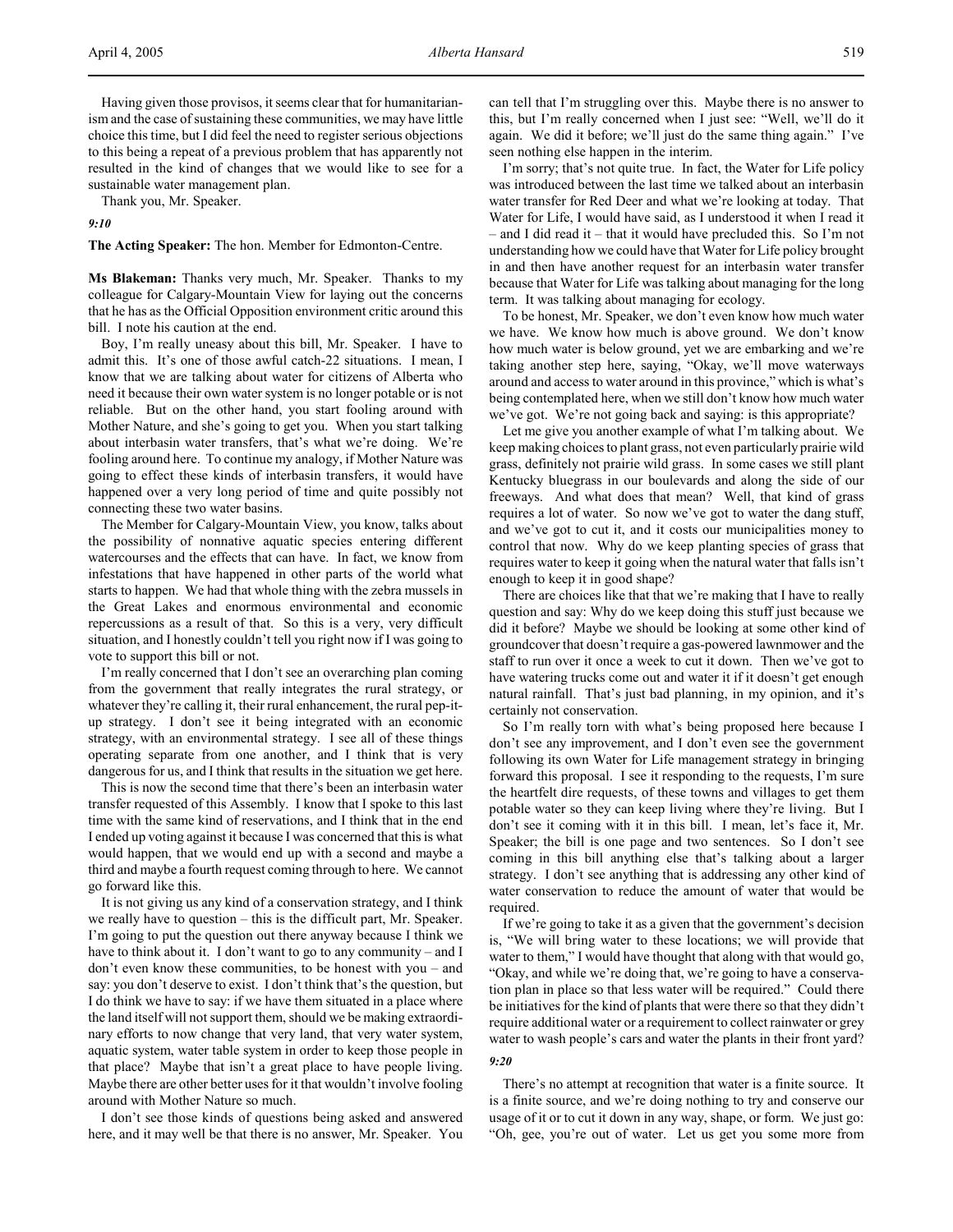Having given those provisos, it seems clear that for humanitarianism and the case of sustaining these communities, we may have little choice this time, but I did feel the need to register serious objections to this being a repeat of a previous problem that has apparently not resulted in the kind of changes that we would like to see for a sustainable water management plan.

Thank you, Mr. Speaker.

*9:10*

**The Acting Speaker:** The hon. Member for Edmonton-Centre.

**Ms Blakeman:** Thanks very much, Mr. Speaker. Thanks to my colleague for Calgary-Mountain View for laying out the concerns that he has as the Official Opposition environment critic around this bill. I note his caution at the end.

Boy, I'm really uneasy about this bill, Mr. Speaker. I have to admit this. It's one of those awful catch-22 situations. I mean, I know that we are talking about water for citizens of Alberta who need it because their own water system is no longer potable or is not reliable. But on the other hand, you start fooling around with Mother Nature, and she's going to get you. When you start talking about interbasin water transfers, that's what we're doing. We're fooling around here. To continue my analogy, if Mother Nature was going to effect these kinds of interbasin transfers, it would have happened over a very long period of time and quite possibly not connecting these two water basins.

The Member for Calgary-Mountain View, you know, talks about the possibility of nonnative aquatic species entering different watercourses and the effects that can have. In fact, we know from infestations that have happened in other parts of the world what starts to happen. We had that whole thing with the zebra mussels in the Great Lakes and enormous environmental and economic repercussions as a result of that. So this is a very, very difficult situation, and I honestly couldn't tell you right now if I was going to vote to support this bill or not.

I'm really concerned that I don't see an overarching plan coming from the government that really integrates the rural strategy, or whatever they're calling it, their rural enhancement, the rural pep-it-up strategy. I don't see it being integrated with an economic strategy, with an environmental strategy. I see all of these things operating separate from one another, and I think that is very dangerous for us, and I think that results in the situation we get here.

This is now the second time that there's been an interbasin water transfer requested of this Assembly. I know that I spoke to this last time with the same kind of reservations, and I think that in the end I ended up voting against it because I was concerned that this is what would happen, that we would end up with a second and maybe a third and maybe a fourth request coming through to here. We cannot go forward like this.

It is not giving us any kind of a conservation strategy, and I think we really have to question – this is the difficult part, Mr. Speaker. I'm going to put the question out there anyway because I think we have to think about it. I don't want to go to any community – and I don't even know these communities, to be honest with you – and say: you don't deserve to exist. I don't think that's the question, but I do think we have to say: if we have them situated in a place where the land itself will not support them, should we be making extraordinary efforts to now change that very land, that very water system, aquatic system, water table system in order to keep those people in that place? Maybe that isn't a great place to have people living. Maybe there are other better uses for it that wouldn't involve fooling around with Mother Nature so much.

I don't see those kinds of questions being asked and answered here, and it may well be that there is no answer, Mr. Speaker. You can tell that I'm struggling over this. Maybe there is no answer to this, but I'm really concerned when I just see: "Well, we'll do it again. We did it before; we'll just do the same thing again." I've seen nothing else happen in the interim.

I'm sorry; that's not quite true. In fact, the Water for Life policy was introduced between the last time we talked about an interbasin water transfer for Red Deer and what we're looking at today. That Water for Life, I would have said, as I understood it when I read it – and I did read it – that it would have precluded this. So I'm not understanding how we could have that Water for Life policy brought in and then have another request for an interbasin water transfer because that Water for Life was talking about managing for the long term. It was talking about managing for ecology.

To be honest, Mr. Speaker, we don't even know how much water we have. We know how much is above ground. We don't know how much water is below ground, yet we are embarking and we're taking another step here, saying, "Okay, we'll move waterways around and access to water around in this province," which is what's being contemplated here, when we still don't know how much water we've got. We're not going back and saying: is this appropriate?

Let me give you another example of what I'm talking about. We keep making choices to plant grass, not even particularly prairie wild grass, definitely not prairie wild grass. In some cases we still plant Kentucky bluegrass in our boulevards and along the side of our freeways. And what does that mean? Well, that kind of grass requires a lot of water. So now we've got to water the dang stuff, and we've got to cut it, and it costs our municipalities money to control that now. Why do we keep planting species of grass that requires water to keep it going when the natural water that falls isn't enough to keep it in good shape?

There are choices like that that we're making that I have to really question and say: Why do we keep doing this stuff just because we did it before? Maybe we should be looking at some other kind of groundcover that doesn't require a gas-powered lawnmower and the staff to run over it once a week to cut it down. Then we've got to have watering trucks come out and water it if it doesn't get enough natural rainfall. That's just bad planning, in my opinion, and it's certainly not conservation.

So I'm really torn with what's being proposed here because I don't see any improvement, and I don't even see the government following its own Water for Life management strategy in bringing forward this proposal. I see it responding to the requests, I'm sure the heartfelt dire requests, of these towns and villages to get them potable water so they can keep living where they're living. But I don't see it coming with it in this bill. I mean, let's face it, Mr. Speaker; the bill is one page and two sentences. So I don't see coming in this bill anything else that's talking about a larger strategy. I don't see anything that is addressing any other kind of water conservation to reduce the amount of water that would be required.

If we're going to take it as a given that the government's decision is, "We will bring water to these locations; we will provide that water to them," I would have thought that along with that would go, "Okay, and while we're doing that, we're going to have a conservation plan in place so that less water will be required." Could there be initiatives for the kind of plants that were there so that they didn't require additional water or a requirement to collect rainwater or grey water to wash people's cars and water the plants in their front yard?

*9:20*

There's no attempt at recognition that water is a finite source. It is a finite source, and we're doing nothing to try and conserve our usage of it or to cut it down in any way, shape, or form. We just go: "Oh, gee, you're out of water. Let us get you some more from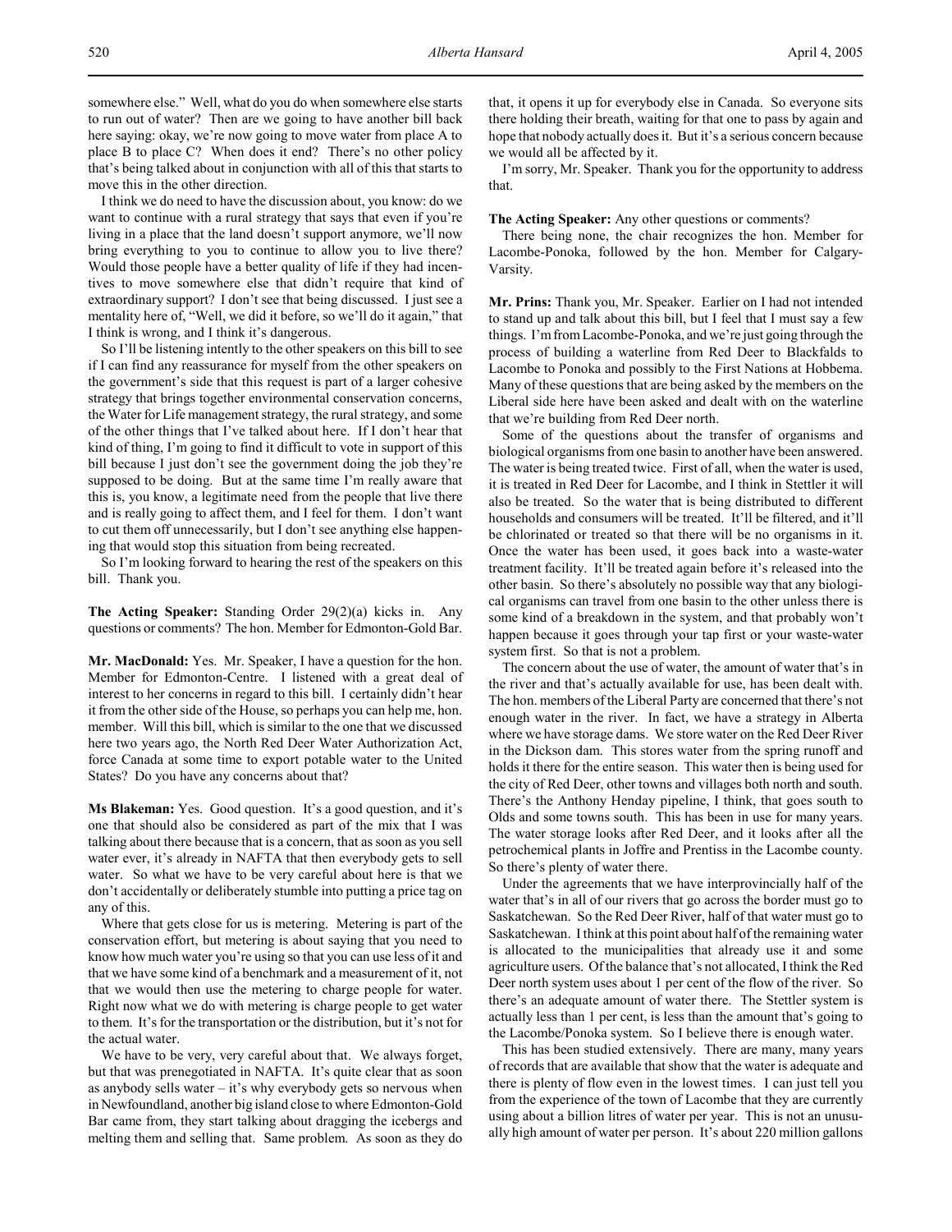somewhere else." Well, what do you do when somewhere else starts to run out of water? Then are we going to have another bill back here saying: okay, we're now going to move water from place A to place B to place C? When does it end? There's no other policy that's being talked about in conjunction with all of this that starts to move this in the other direction.

I think we do need to have the discussion about, you know: do we want to continue with a rural strategy that says that even if you're living in a place that the land doesn't support anymore, we'll now bring everything to you to continue to allow you to live there? Would those people have a better quality of life if they had incentives to move somewhere else that didn't require that kind of extraordinary support? I don't see that being discussed. I just see a mentality here of, "Well, we did it before, so we'll do it again," that I think is wrong, and I think it's dangerous.

So I'll be listening intently to the other speakers on this bill to see if I can find any reassurance for myself from the other speakers on the government's side that this request is part of a larger cohesive strategy that brings together environmental conservation concerns, the Water for Life management strategy, the rural strategy, and some of the other things that I've talked about here. If I don't hear that kind of thing, I'm going to find it difficult to vote in support of this bill because I just don't see the government doing the job they're supposed to be doing. But at the same time I'm really aware that this is, you know, a legitimate need from the people that live there and is really going to affect them, and I feel for them. I don't want to cut them off unnecessarily, but I don't see anything else happening that would stop this situation from being recreated.

So I'm looking forward to hearing the rest of the speakers on this bill. Thank you.

**The Acting Speaker:** Standing Order 29(2)(a) kicks in. Any questions or comments? The hon. Member for Edmonton-Gold Bar.

**Mr. MacDonald:** Yes. Mr. Speaker, I have a question for the hon. Member for Edmonton-Centre. I listened with a great deal of interest to her concerns in regard to this bill. I certainly didn't hear it from the other side of the House, so perhaps you can help me, hon. member. Will this bill, which is similar to the one that we discussed here two years ago, the North Red Deer Water Authorization Act, force Canada at some time to export potable water to the United States? Do you have any concerns about that?

**Ms Blakeman:** Yes. Good question. It's a good question, and it's one that should also be considered as part of the mix that I was talking about there because that is a concern, that as soon as you sell water ever, it's already in NAFTA that then everybody gets to sell water. So what we have to be very careful about here is that we don't accidentally or deliberately stumble into putting a price tag on any of this.

Where that gets close for us is metering. Metering is part of the conservation effort, but metering is about saying that you need to know how much water you're using so that you can use less of it and that we have some kind of a benchmark and a measurement of it, not that we would then use the metering to charge people for water. Right now what we do with metering is charge people to get water to them. It's for the transportation or the distribution, but it's not for the actual water.

We have to be very, very careful about that. We always forget, but that was prenegotiated in NAFTA. It's quite clear that as soon as anybody sells water – it's why everybody gets so nervous when in Newfoundland, another big island close to where Edmonton-Gold Bar came from, they start talking about dragging the icebergs and melting them and selling that. Same problem. As soon as they do that, it opens it up for everybody else in Canada. So everyone sits there holding their breath, waiting for that one to pass by again and hope that nobody actually does it. But it's a serious concern because we would all be affected by it.

I'm sorry, Mr. Speaker. Thank you for the opportunity to address that.

**The Acting Speaker:** Any other questions or comments?

There being none, the chair recognizes the hon. Member for Lacombe-Ponoka, followed by the hon. Member for Calgary-Varsity.

**Mr. Prins:** Thank you, Mr. Speaker. Earlier on I had not intended to stand up and talk about this bill, but I feel that I must say a few things. I'm from Lacombe-Ponoka, and we're just going through the process of building a waterline from Red Deer to Blackfalds to Lacombe to Ponoka and possibly to the First Nations at Hobbema. Many of these questions that are being asked by the members on the Liberal side here have been asked and dealt with on the waterline that we're building from Red Deer north.

Some of the questions about the transfer of organisms and biological organisms from one basin to another have been answered. The water is being treated twice. First of all, when the water is used, it is treated in Red Deer for Lacombe, and I think in Stettler it will also be treated. So the water that is being distributed to different households and consumers will be treated. It'll be filtered, and it'll be chlorinated or treated so that there will be no organisms in it. Once the water has been used, it goes back into a waste-water treatment facility. It'll be treated again before it's released into the other basin. So there's absolutely no possible way that any biological organisms can travel from one basin to the other unless there is some kind of a breakdown in the system, and that probably won't happen because it goes through your tap first or your waste-water system first. So that is not a problem.

The concern about the use of water, the amount of water that's in the river and that's actually available for use, has been dealt with. The hon. members of the Liberal Party are concerned that there's not enough water in the river. In fact, we have a strategy in Alberta where we have storage dams. We store water on the Red Deer River in the Dickson dam. This stores water from the spring runoff and holds it there for the entire season. This water then is being used for the city of Red Deer, other towns and villages both north and south. There's the Anthony Henday pipeline, I think, that goes south to Olds and some towns south. This has been in use for many years. The water storage looks after Red Deer, and it looks after all the petrochemical plants in Joffre and Prentiss in the Lacombe county. So there's plenty of water there.

Under the agreements that we have interprovincially half of the water that's in all of our rivers that go across the border must go to Saskatchewan. So the Red Deer River, half of that water must go to Saskatchewan. I think at this point about half of the remaining water is allocated to the municipalities that already use it and some agriculture users. Of the balance that's not allocated, I think the Red Deer north system uses about 1 per cent of the flow of the river. So there's an adequate amount of water there. The Stettler system is actually less than 1 per cent, is less than the amount that's going to the Lacombe/Ponoka system. So I believe there is enough water.

This has been studied extensively. There are many, many years of records that are available that show that the water is adequate and there is plenty of flow even in the lowest times. I can just tell you from the experience of the town of Lacombe that they are currently using about a billion litres of water per year. This is not an unusually high amount of water per person. It's about 220 million gallons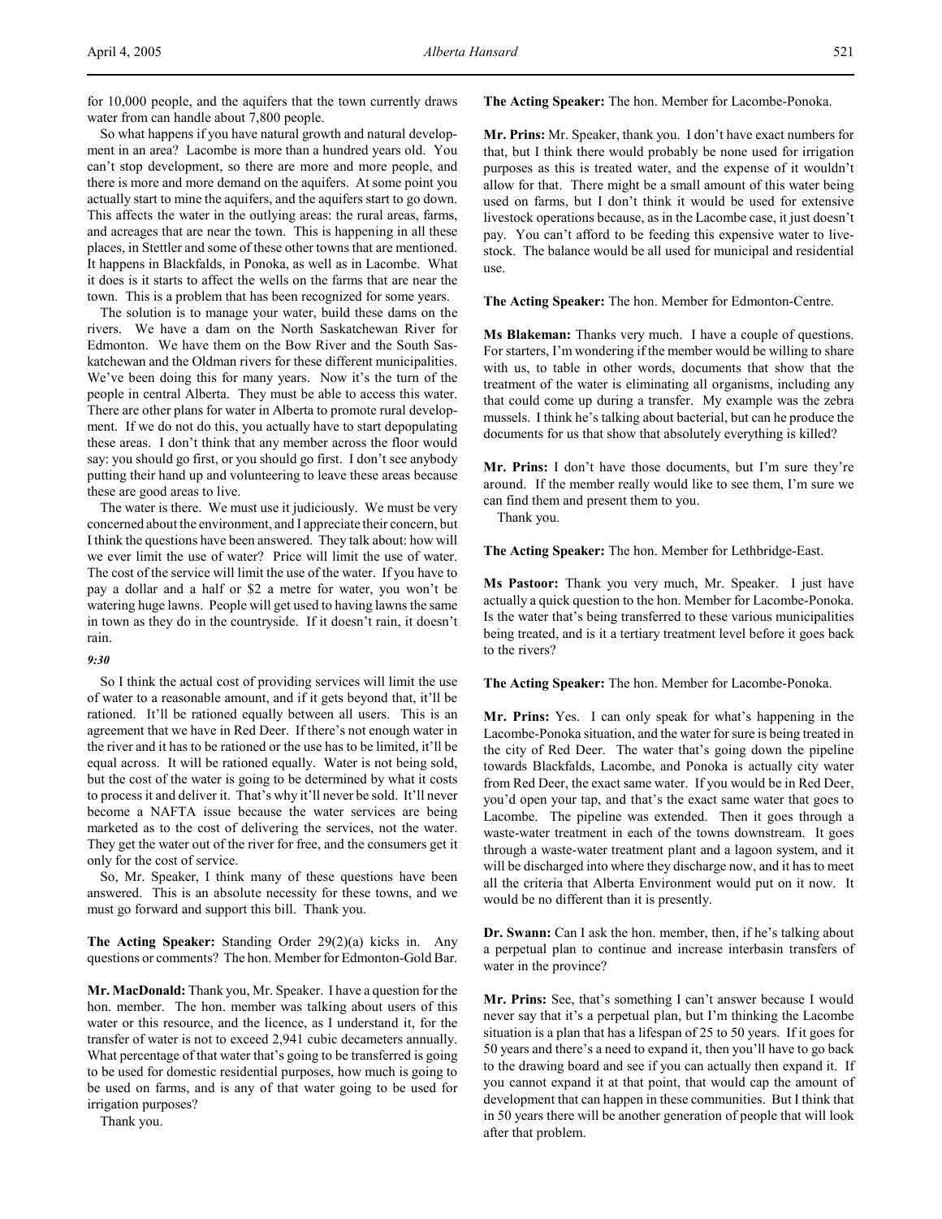for 10,000 people, and the aquifers that the town currently draws water from can handle about 7,800 people.

So what happens if you have natural growth and natural development in an area? Lacombe is more than a hundred years old. You can't stop development, so there are more and more people, and there is more and more demand on the aquifers. At some point you actually start to mine the aquifers, and the aquifers start to go down. This affects the water in the outlying areas: the rural areas, farms, and acreages that are near the town. This is happening in all these places, in Stettler and some of these other towns that are mentioned. It happens in Blackfalds, in Ponoka, as well as in Lacombe. What it does is it starts to affect the wells on the farms that are near the town. This is a problem that has been recognized for some years.

The solution is to manage your water, build these dams on the rivers. We have a dam on the North Saskatchewan River for Edmonton. We have them on the Bow River and the South Saskatchewan and the Oldman rivers for these different municipalities. We've been doing this for many years. Now it's the turn of the people in central Alberta. They must be able to access this water. There are other plans for water in Alberta to promote rural development. If we do not do this, you actually have to start depopulating these areas. I don't think that any member across the floor would say: you should go first, or you should go first. I don't see anybody putting their hand up and volunteering to leave these areas because these are good areas to live.

The water is there. We must use it judiciously. We must be very concerned about the environment, and I appreciate their concern, but I think the questions have been answered. They talk about: how will we ever limit the use of water? Price will limit the use of water. The cost of the service will limit the use of the water. If you have to pay a dollar and a half or $2 a metre for water, you won't be watering huge lawns. People will get used to having lawns the same in town as they do in the countryside. If it doesn't rain, it doesn't rain.

*9:30*

So I think the actual cost of providing services will limit the use of water to a reasonable amount, and if it gets beyond that, it'll be rationed. It'll be rationed equally between all users. This is an agreement that we have in Red Deer. If there's not enough water in the river and it has to be rationed or the use has to be limited, it'll be equal across. It will be rationed equally. Water is not being sold, but the cost of the water is going to be determined by what it costs to process it and deliver it. That's why it'll never be sold. It'll never become a NAFTA issue because the water services are being marketed as to the cost of delivering the services, not the water. They get the water out of the river for free, and the consumers get it only for the cost of service.

So, Mr. Speaker, I think many of these questions have been answered. This is an absolute necessity for these towns, and we must go forward and support this bill. Thank you.

**The Acting Speaker:** Standing Order 29(2)(a) kicks in. Any questions or comments? The hon. Member for Edmonton-Gold Bar.

**Mr. MacDonald:** Thank you, Mr. Speaker. I have a question for the hon. member. The hon. member was talking about users of this water or this resource, and the licence, as I understand it, for the transfer of water is not to exceed 2,941 cubic decameters annually. What percentage of that water that's going to be transferred is going to be used for domestic residential purposes, how much is going to be used on farms, and is any of that water going to be used for irrigation purposes?

Thank you.

**The Acting Speaker:** The hon. Member for Lacombe-Ponoka.

**Mr. Prins:** Mr. Speaker, thank you. I don't have exact numbers for that, but I think there would probably be none used for irrigation purposes as this is treated water, and the expense of it wouldn't allow for that. There might be a small amount of this water being used on farms, but I don't think it would be used for extensive livestock operations because, as in the Lacombe case, it just doesn't pay. You can't afford to be feeding this expensive water to livestock. The balance would be all used for municipal and residential use.

**The Acting Speaker:** The hon. Member for Edmonton-Centre.

**Ms Blakeman:** Thanks very much. I have a couple of questions. For starters, I'm wondering if the member would be willing to share with us, to table in other words, documents that show that the treatment of the water is eliminating all organisms, including any that could come up during a transfer. My example was the zebra mussels. I think he's talking about bacterial, but can he produce the documents for us that show that absolutely everything is killed?

**Mr. Prins:** I don't have those documents, but I'm sure they're around. If the member really would like to see them, I'm sure we can find them and present them to you.

Thank you.

**The Acting Speaker:** The hon. Member for Lethbridge-East.

**Ms Pastoor:** Thank you very much, Mr. Speaker. I just have actually a quick question to the hon. Member for Lacombe-Ponoka. Is the water that's being transferred to these various municipalities being treated, and is it a tertiary treatment level before it goes back to the rivers?

**The Acting Speaker:** The hon. Member for Lacombe-Ponoka.

**Mr. Prins:** Yes. I can only speak for what's happening in the Lacombe-Ponoka situation, and the water for sure is being treated in the city of Red Deer. The water that's going down the pipeline towards Blackfalds, Lacombe, and Ponoka is actually city water from Red Deer, the exact same water. If you would be in Red Deer, you'd open your tap, and that's the exact same water that goes to Lacombe. The pipeline was extended. Then it goes through a waste-water treatment in each of the towns downstream. It goes through a waste-water treatment plant and a lagoon system, and it will be discharged into where they discharge now, and it has to meet all the criteria that Alberta Environment would put on it now. It would be no different than it is presently.

**Dr. Swann:** Can I ask the hon. member, then, if he's talking about a perpetual plan to continue and increase interbasin transfers of water in the province?

**Mr. Prins:** See, that's something I can't answer because I would never say that it's a perpetual plan, but I'm thinking the Lacombe situation is a plan that has a lifespan of 25 to 50 years. If it goes for 50 years and there's a need to expand it, then you'll have to go back to the drawing board and see if you can actually then expand it. If you cannot expand it at that point, that would cap the amount of development that can happen in these communities. But I think that in 50 years there will be another generation of people that will look after that problem.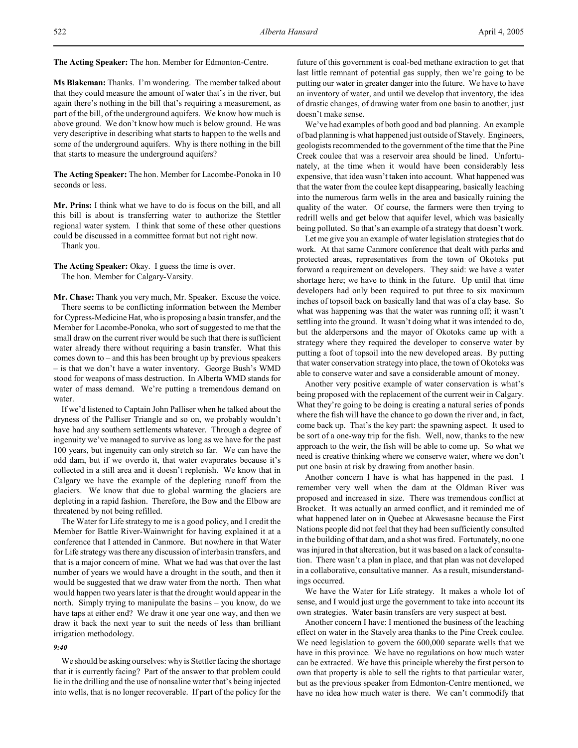**The Acting Speaker:** The hon. Member for Edmonton-Centre.

**Ms Blakeman:** Thanks. I'm wondering. The member talked about that they could measure the amount of water that's in the river, but again there's nothing in the bill that's requiring a measurement, as part of the bill, of the underground aquifers. We know how much is above ground. We don't know how much is below ground. He was very descriptive in describing what starts to happen to the wells and some of the underground aquifers. Why is there nothing in the bill that starts to measure the underground aquifers?

**The Acting Speaker:** The hon. Member for Lacombe-Ponoka in 10 seconds or less.

**Mr. Prins:** I think what we have to do is focus on the bill, and all this bill is about is transferring water to authorize the Stettler regional water system. I think that some of these other questions could be discussed in a committee format but not right now.

Thank you.

**The Acting Speaker:** Okay. I guess the time is over.

The hon. Member for Calgary-Varsity.

**Mr. Chase:** Thank you very much, Mr. Speaker. Excuse the voice.

There seems to be conflicting information between the Member for Cypress-Medicine Hat, who is proposing a basin transfer, and the Member for Lacombe-Ponoka, who sort of suggested to me that the small draw on the current river would be such that there is sufficient water already there without requiring a basin transfer. What this comes down to – and this has been brought up by previous speakers – is that we don't have a water inventory. George Bush's WMD stood for weapons of mass destruction. In Alberta WMD stands for water of mass demand. We're putting a tremendous demand on water.

If we'd listened to Captain John Palliser when he talked about the dryness of the Palliser Triangle and so on, we probably wouldn't have had any southern settlements whatever. Through a degree of ingenuity we've managed to survive as long as we have for the past 100 years, but ingenuity can only stretch so far. We can have the odd dam, but if we overdo it, that water evaporates because it's collected in a still area and it doesn't replenish. We know that in Calgary we have the example of the depleting runoff from the glaciers. We know that due to global warming the glaciers are depleting in a rapid fashion. Therefore, the Bow and the Elbow are threatened by not being refilled.

The Water for Life strategy to me is a good policy, and I credit the Member for Battle River-Wainwright for having explained it at a conference that I attended in Canmore. But nowhere in that Water for Life strategy was there any discussion of interbasin transfers, and that is a major concern of mine. What we had was that over the last number of years we would have a drought in the south, and then it would be suggested that we draw water from the north. Then what would happen two years later is that the drought would appear in the north. Simply trying to manipulate the basins – you know, do we have taps at either end? We draw it one year one way, and then we draw it back the next year to suit the needs of less than brilliant irrigation methodology.

*9:40*

We should be asking ourselves: why is Stettler facing the shortage that it is currently facing? Part of the answer to that problem could lie in the drilling and the use of nonsaline water that's being injected into wells, that is no longer recoverable. If part of the policy for the future of this government is coal-bed methane extraction to get that last little remnant of potential gas supply, then we're going to be putting our water in greater danger into the future. We have to have an inventory of water, and until we develop that inventory, the idea of drastic changes, of drawing water from one basin to another, just doesn't make sense.

We've had examples of both good and bad planning. An example of bad planning is what happened just outside of Stavely. Engineers, geologists recommended to the government of the time that the Pine Creek coulee that was a reservoir area should be lined. Unfortunately, at the time when it would have been considerably less expensive, that idea wasn't taken into account. What happened was that the water from the coulee kept disappearing, basically leaching into the numerous farm wells in the area and basically ruining the quality of the water. Of course, the farmers were then trying to redrill wells and get below that aquifer level, which was basically being polluted. So that's an example of a strategy that doesn't work.

Let me give you an example of water legislation strategies that do work. At that same Canmore conference that dealt with parks and protected areas, representatives from the town of Okotoks put forward a requirement on developers. They said: we have a water shortage here; we have to think in the future. Up until that time developers had only been required to put three to six maximum inches of topsoil back on basically land that was of a clay base. So what was happening was that the water was running off; it wasn't settling into the ground. It wasn't doing what it was intended to do, but the alderpersons and the mayor of Okotoks came up with a strategy where they required the developer to conserve water by putting a foot of topsoil into the new developed areas. By putting that water conservation strategy into place, the town of Okotoks was able to conserve water and save a considerable amount of money.

Another very positive example of water conservation is what's being proposed with the replacement of the current weir in Calgary. What they're going to be doing is creating a natural series of ponds where the fish will have the chance to go down the river and, in fact, come back up. That's the key part: the spawning aspect. It used to be sort of a one-way trip for the fish. Well, now, thanks to the new approach to the weir, the fish will be able to come up. So what we need is creative thinking where we conserve water, where we don't put one basin at risk by drawing from another basin.

Another concern I have is what has happened in the past. I remember very well when the dam at the Oldman River was proposed and increased in size. There was tremendous conflict at Brocket. It was actually an armed conflict, and it reminded me of what happened later on in Quebec at Akwesasne because the First Nations people did not feel that they had been sufficiently consulted in the building of that dam, and a shot was fired. Fortunately, no one was injured in that altercation, but it was based on a lack of consultation. There wasn't a plan in place, and that plan was not developed in a collaborative, consultative manner. As a result, misunderstandings occurred.

We have the Water for Life strategy. It makes a whole lot of sense, and I would just urge the government to take into account its own strategies. Water basin transfers are very suspect at best.

Another concern I have: I mentioned the business of the leaching effect on water in the Stavely area thanks to the Pine Creek coulee. We need legislation to govern the 600,000 separate wells that we have in this province. We have no regulations on how much water can be extracted. We have this principle whereby the first person to own that property is able to sell the rights to that particular water, but as the previous speaker from Edmonton-Centre mentioned, we have no idea how much water is there. We can't commodify that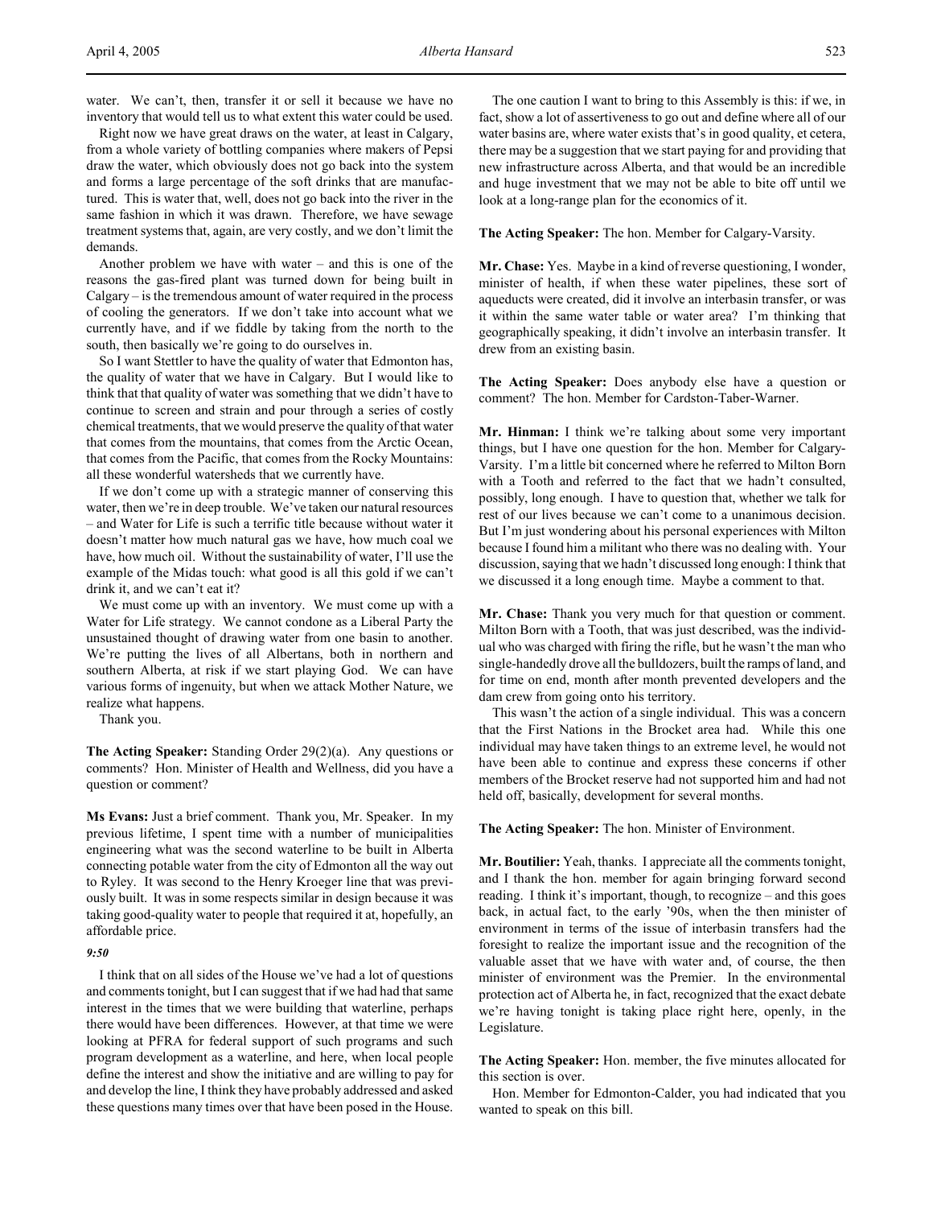water. We can't, then, transfer it or sell it because we have no inventory that would tell us to what extent this water could be used.

Right now we have great draws on the water, at least in Calgary, from a whole variety of bottling companies where makers of Pepsi draw the water, which obviously does not go back into the system and forms a large percentage of the soft drinks that are manufactured. This is water that, well, does not go back into the river in the same fashion in which it was drawn. Therefore, we have sewage treatment systems that, again, are very costly, and we don't limit the demands.

Another problem we have with water – and this is one of the reasons the gas-fired plant was turned down for being built in Calgary – is the tremendous amount of water required in the process of cooling the generators. If we don't take into account what we currently have, and if we fiddle by taking from the north to the south, then basically we're going to do ourselves in.

So I want Stettler to have the quality of water that Edmonton has, the quality of water that we have in Calgary. But I would like to think that that quality of water was something that we didn't have to continue to screen and strain and pour through a series of costly chemical treatments, that we would preserve the quality of that water that comes from the mountains, that comes from the Arctic Ocean, that comes from the Pacific, that comes from the Rocky Mountains: all these wonderful watersheds that we currently have.

If we don't come up with a strategic manner of conserving this water, then we're in deep trouble. We've taken our natural resources – and Water for Life is such a terrific title because without water it doesn't matter how much natural gas we have, how much coal we have, how much oil. Without the sustainability of water, I'll use the example of the Midas touch: what good is all this gold if we can't drink it, and we can't eat it?

We must come up with an inventory. We must come up with a Water for Life strategy. We cannot condone as a Liberal Party the unsustained thought of drawing water from one basin to another. We're putting the lives of all Albertans, both in northern and southern Alberta, at risk if we start playing God. We can have various forms of ingenuity, but when we attack Mother Nature, we realize what happens.

Thank you.

**The Acting Speaker:** Standing Order 29(2)(a). Any questions or comments? Hon. Minister of Health and Wellness, did you have a question or comment?

**Ms Evans:** Just a brief comment. Thank you, Mr. Speaker. In my previous lifetime, I spent time with a number of municipalities engineering what was the second waterline to be built in Alberta connecting potable water from the city of Edmonton all the way out to Ryley. It was second to the Henry Kroeger line that was previously built. It was in some respects similar in design because it was taking good-quality water to people that required it at, hopefully, an affordable price.

*9:50*

I think that on all sides of the House we've had a lot of questions and comments tonight, but I can suggest that if we had had that same interest in the times that we were building that waterline, perhaps there would have been differences. However, at that time we were looking at PFRA for federal support of such programs and such program development as a waterline, and here, when local people define the interest and show the initiative and are willing to pay for and develop the line, I think they have probably addressed and asked these questions many times over that have been posed in the House.

The one caution I want to bring to this Assembly is this: if we, in fact, show a lot of assertiveness to go out and define where all of our water basins are, where water exists that's in good quality, et cetera, there may be a suggestion that we start paying for and providing that new infrastructure across Alberta, and that would be an incredible and huge investment that we may not be able to bite off until we look at a long-range plan for the economics of it.

**The Acting Speaker:** The hon. Member for Calgary-Varsity.

**Mr. Chase:** Yes. Maybe in a kind of reverse questioning, I wonder, minister of health, if when these water pipelines, these sort of aqueducts were created, did it involve an interbasin transfer, or was it within the same water table or water area? I'm thinking that geographically speaking, it didn't involve an interbasin transfer. It drew from an existing basin.

**The Acting Speaker:** Does anybody else have a question or comment? The hon. Member for Cardston-Taber-Warner.

**Mr. Hinman:** I think we're talking about some very important things, but I have one question for the hon. Member for Calgary-Varsity. I'm a little bit concerned where he referred to Milton Born with a Tooth and referred to the fact that we hadn't consulted, possibly, long enough. I have to question that, whether we talk for rest of our lives because we can't come to a unanimous decision. But I'm just wondering about his personal experiences with Milton because I found him a militant who there was no dealing with. Your discussion, saying that we hadn't discussed long enough: I think that we discussed it a long enough time. Maybe a comment to that.

**Mr. Chase:** Thank you very much for that question or comment. Milton Born with a Tooth, that was just described, was the individual who was charged with firing the rifle, but he wasn't the man who single-handedly drove all the bulldozers, built the ramps of land, and for time on end, month after month prevented developers and the dam crew from going onto his territory.

This wasn't the action of a single individual. This was a concern that the First Nations in the Brocket area had. While this one individual may have taken things to an extreme level, he would not have been able to continue and express these concerns if other members of the Brocket reserve had not supported him and had not held off, basically, development for several months.

**The Acting Speaker:** The hon. Minister of Environment.

**Mr. Boutilier:** Yeah, thanks. I appreciate all the comments tonight, and I thank the hon. member for again bringing forward second reading. I think it's important, though, to recognize – and this goes back, in actual fact, to the early '90s, when the then minister of environment in terms of the issue of interbasin transfers had the foresight to realize the important issue and the recognition of the valuable asset that we have with water and, of course, the then minister of environment was the Premier. In the environmental protection act of Alberta he, in fact, recognized that the exact debate we're having tonight is taking place right here, openly, in the Legislature.

**The Acting Speaker:** Hon. member, the five minutes allocated for this section is over.

Hon. Member for Edmonton-Calder, you had indicated that you wanted to speak on this bill.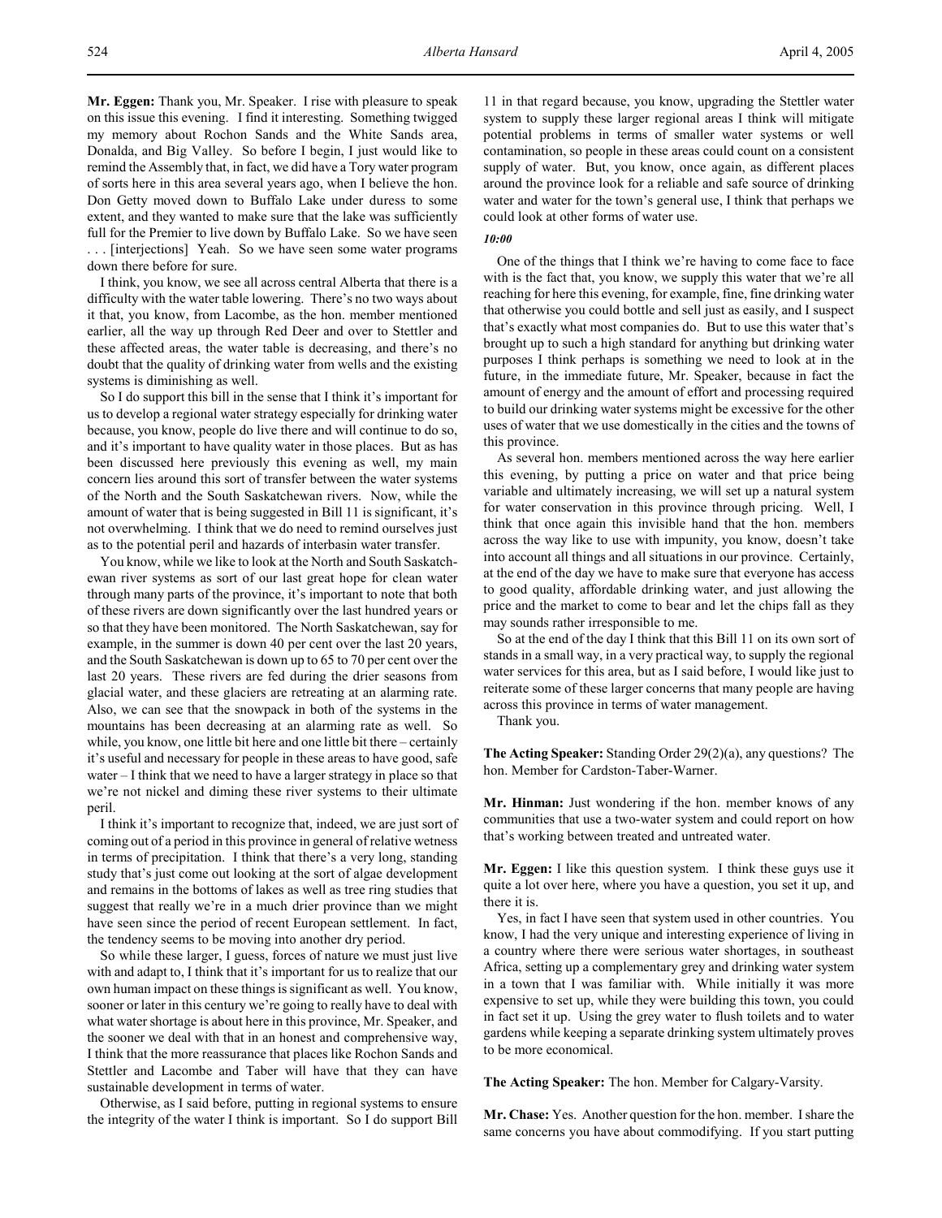**Mr. Eggen:** Thank you, Mr. Speaker. I rise with pleasure to speak on this issue this evening. I find it interesting. Something twigged my memory about Rochon Sands and the White Sands area, Donalda, and Big Valley. So before I begin, I just would like to remind the Assembly that, in fact, we did have a Tory water program of sorts here in this area several years ago, when I believe the hon. Don Getty moved down to Buffalo Lake under duress to some extent, and they wanted to make sure that the lake was sufficiently full for the Premier to live down by Buffalo Lake. So we have seen . . . [interjections] Yeah. So we have seen some water programs down there before for sure.

I think, you know, we see all across central Alberta that there is a difficulty with the water table lowering. There's no two ways about it that, you know, from Lacombe, as the hon. member mentioned earlier, all the way up through Red Deer and over to Stettler and these affected areas, the water table is decreasing, and there's no doubt that the quality of drinking water from wells and the existing systems is diminishing as well.

So I do support this bill in the sense that I think it's important for us to develop a regional water strategy especially for drinking water because, you know, people do live there and will continue to do so, and it's important to have quality water in those places. But as has been discussed here previously this evening as well, my main concern lies around this sort of transfer between the water systems of the North and the South Saskatchewan rivers. Now, while the amount of water that is being suggested in Bill 11 is significant, it's not overwhelming. I think that we do need to remind ourselves just as to the potential peril and hazards of interbasin water transfer.

You know, while we like to look at the North and South Saskatchewan river systems as sort of our last great hope for clean water through many parts of the province, it's important to note that both of these rivers are down significantly over the last hundred years or so that they have been monitored. The North Saskatchewan, say for example, in the summer is down 40 per cent over the last 20 years, and the South Saskatchewan is down up to 65 to 70 per cent over the last 20 years. These rivers are fed during the drier seasons from glacial water, and these glaciers are retreating at an alarming rate. Also, we can see that the snowpack in both of the systems in the mountains has been decreasing at an alarming rate as well. So while, you know, one little bit here and one little bit there – certainly it's useful and necessary for people in these areas to have good, safe water – I think that we need to have a larger strategy in place so that we're not nickel and diming these river systems to their ultimate peril.

I think it's important to recognize that, indeed, we are just sort of coming out of a period in this province in general of relative wetness in terms of precipitation. I think that there's a very long, standing study that's just come out looking at the sort of algae development and remains in the bottoms of lakes as well as tree ring studies that suggest that really we're in a much drier province than we might have seen since the period of recent European settlement. In fact, the tendency seems to be moving into another dry period.

So while these larger, I guess, forces of nature we must just live with and adapt to, I think that it's important for us to realize that our own human impact on these things is significant as well. You know, sooner or later in this century we're going to really have to deal with what water shortage is about here in this province, Mr. Speaker, and the sooner we deal with that in an honest and comprehensive way, I think that the more reassurance that places like Rochon Sands and Stettler and Lacombe and Taber will have that they can have sustainable development in terms of water.

Otherwise, as I said before, putting in regional systems to ensure the integrity of the water I think is important. So I do support Bill 11 in that regard because, you know, upgrading the Stettler water system to supply these larger regional areas I think will mitigate potential problems in terms of smaller water systems or well contamination, so people in these areas could count on a consistent supply of water. But, you know, once again, as different places around the province look for a reliable and safe source of drinking water and water for the town's general use, I think that perhaps we could look at other forms of water use.

*10:00*

One of the things that I think we're having to come face to face with is the fact that, you know, we supply this water that we're all reaching for here this evening, for example, fine, fine drinking water that otherwise you could bottle and sell just as easily, and I suspect that's exactly what most companies do. But to use this water that's brought up to such a high standard for anything but drinking water purposes I think perhaps is something we need to look at in the future, in the immediate future, Mr. Speaker, because in fact the amount of energy and the amount of effort and processing required to build our drinking water systems might be excessive for the other uses of water that we use domestically in the cities and the towns of this province.

As several hon. members mentioned across the way here earlier this evening, by putting a price on water and that price being variable and ultimately increasing, we will set up a natural system for water conservation in this province through pricing. Well, I think that once again this invisible hand that the hon. members across the way like to use with impunity, you know, doesn't take into account all things and all situations in our province. Certainly, at the end of the day we have to make sure that everyone has access to good quality, affordable drinking water, and just allowing the price and the market to come to bear and let the chips fall as they may sounds rather irresponsible to me.

So at the end of the day I think that this Bill 11 on its own sort of stands in a small way, in a very practical way, to supply the regional water services for this area, but as I said before, I would like just to reiterate some of these larger concerns that many people are having across this province in terms of water management.

Thank you.

**The Acting Speaker:** Standing Order 29(2)(a), any questions? The hon. Member for Cardston-Taber-Warner.

**Mr. Hinman:** Just wondering if the hon. member knows of any communities that use a two-water system and could report on how that's working between treated and untreated water.

**Mr. Eggen:** I like this question system. I think these guys use it quite a lot over here, where you have a question, you set it up, and there it is.

Yes, in fact I have seen that system used in other countries. You know, I had the very unique and interesting experience of living in a country where there were serious water shortages, in southeast Africa, setting up a complementary grey and drinking water system in a town that I was familiar with. While initially it was more expensive to set up, while they were building this town, you could in fact set it up. Using the grey water to flush toilets and to water gardens while keeping a separate drinking system ultimately proves to be more economical.

**The Acting Speaker:** The hon. Member for Calgary-Varsity.

**Mr. Chase:** Yes. Another question for the hon. member. I share the same concerns you have about commodifying. If you start putting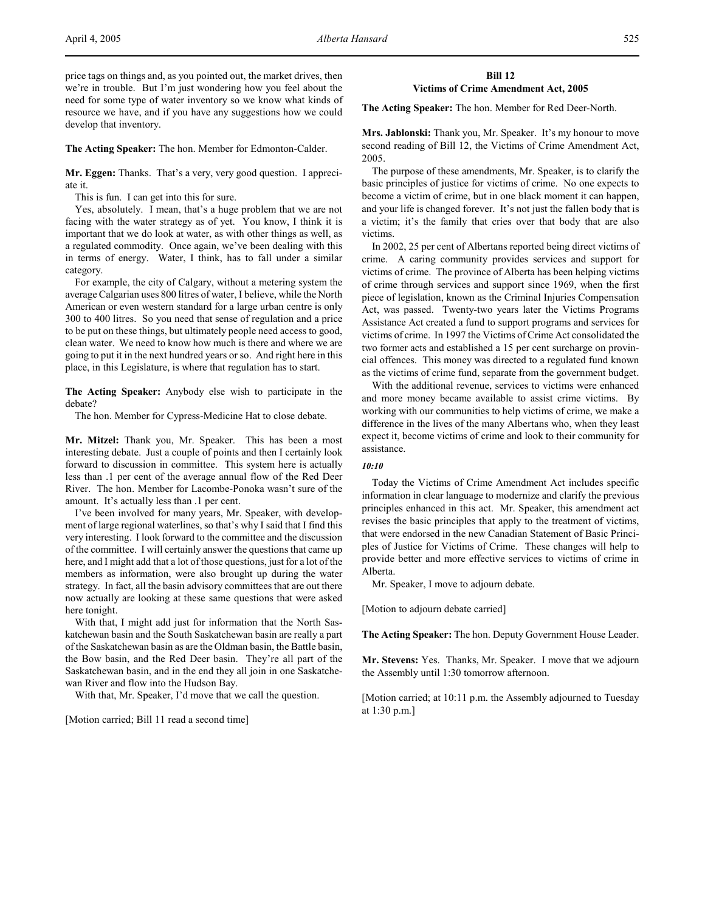price tags on things and, as you pointed out, the market drives, then we're in trouble. But I'm just wondering how you feel about the need for some type of water inventory so we know what kinds of resource we have, and if you have any suggestions how we could develop that inventory.

**The Acting Speaker:** The hon. Member for Edmonton-Calder.

**Mr. Eggen:** Thanks. That's a very, very good question. I appreciate it.

This is fun. I can get into this for sure.

Yes, absolutely. I mean, that's a huge problem that we are not facing with the water strategy as of yet. You know, I think it is important that we do look at water, as with other things as well, as a regulated commodity. Once again, we've been dealing with this in terms of energy. Water, I think, has to fall under a similar category.

For example, the city of Calgary, without a metering system the average Calgarian uses 800 litres of water, I believe, while the North American or even western standard for a large urban centre is only 300 to 400 litres. So you need that sense of regulation and a price to be put on these things, but ultimately people need access to good, clean water. We need to know how much is there and where we are going to put it in the next hundred years or so. And right here in this place, in this Legislature, is where that regulation has to start.

**The Acting Speaker:** Anybody else wish to participate in the debate?

The hon. Member for Cypress-Medicine Hat to close debate.

**Mr. Mitzel:** Thank you, Mr. Speaker. This has been a most interesting debate. Just a couple of points and then I certainly look forward to discussion in committee. This system here is actually less than .1 per cent of the average annual flow of the Red Deer River. The hon. Member for Lacombe-Ponoka wasn't sure of the amount. It's actually less than .1 per cent.

I've been involved for many years, Mr. Speaker, with development of large regional waterlines, so that's why I said that I find this very interesting. I look forward to the committee and the discussion of the committee. I will certainly answer the questions that came up here, and I might add that a lot of those questions, just for a lot of the members as information, were also brought up during the water strategy. In fact, all the basin advisory committees that are out there now actually are looking at these same questions that were asked here tonight.

With that, I might add just for information that the North Saskatchewan basin and the South Saskatchewan basin are really a part of the Saskatchewan basin as are the Oldman basin, the Battle basin, the Bow basin, and the Red Deer basin. They're all part of the Saskatchewan basin, and in the end they all join in one Saskatchewan River and flow into the Hudson Bay.

With that, Mr. Speaker, I'd move that we call the question.

[Motion carried; Bill 11 read a second time]

## Bill 12
## Victims of Crime Amendment Act, 2005

**The Acting Speaker:** The hon. Member for Red Deer-North.

**Mrs. Jablonski:** Thank you, Mr. Speaker. It's my honour to move second reading of Bill 12, the Victims of Crime Amendment Act, 2005.

The purpose of these amendments, Mr. Speaker, is to clarify the basic principles of justice for victims of crime. No one expects to become a victim of crime, but in one black moment it can happen, and your life is changed forever. It's not just the fallen body that is a victim; it's the family that cries over that body that are also victims.

In 2002, 25 per cent of Albertans reported being direct victims of crime. A caring community provides services and support for victims of crime. The province of Alberta has been helping victims of crime through services and support since 1969, when the first piece of legislation, known as the Criminal Injuries Compensation Act, was passed. Twenty-two years later the Victims Programs Assistance Act created a fund to support programs and services for victims of crime. In 1997 the Victims of Crime Act consolidated the two former acts and established a 15 per cent surcharge on provincial offences. This money was directed to a regulated fund known as the victims of crime fund, separate from the government budget.

With the additional revenue, services to victims were enhanced and more money became available to assist crime victims. By working with our communities to help victims of crime, we make a difference in the lives of the many Albertans who, when they least expect it, become victims of crime and look to their community for assistance.

***10:10***

Today the Victims of Crime Amendment Act includes specific information in clear language to modernize and clarify the previous principles enhanced in this act. Mr. Speaker, this amendment act revises the basic principles that apply to the treatment of victims, that were endorsed in the new Canadian Statement of Basic Principles of Justice for Victims of Crime. These changes will help to provide better and more effective services to victims of crime in Alberta.

Mr. Speaker, I move to adjourn debate.

[Motion to adjourn debate carried]

**The Acting Speaker:** The hon. Deputy Government House Leader.

**Mr. Stevens:** Yes. Thanks, Mr. Speaker. I move that we adjourn the Assembly until 1:30 tomorrow afternoon.

[Motion carried; at 10:11 p.m. the Assembly adjourned to Tuesday at 1:30 p.m.]